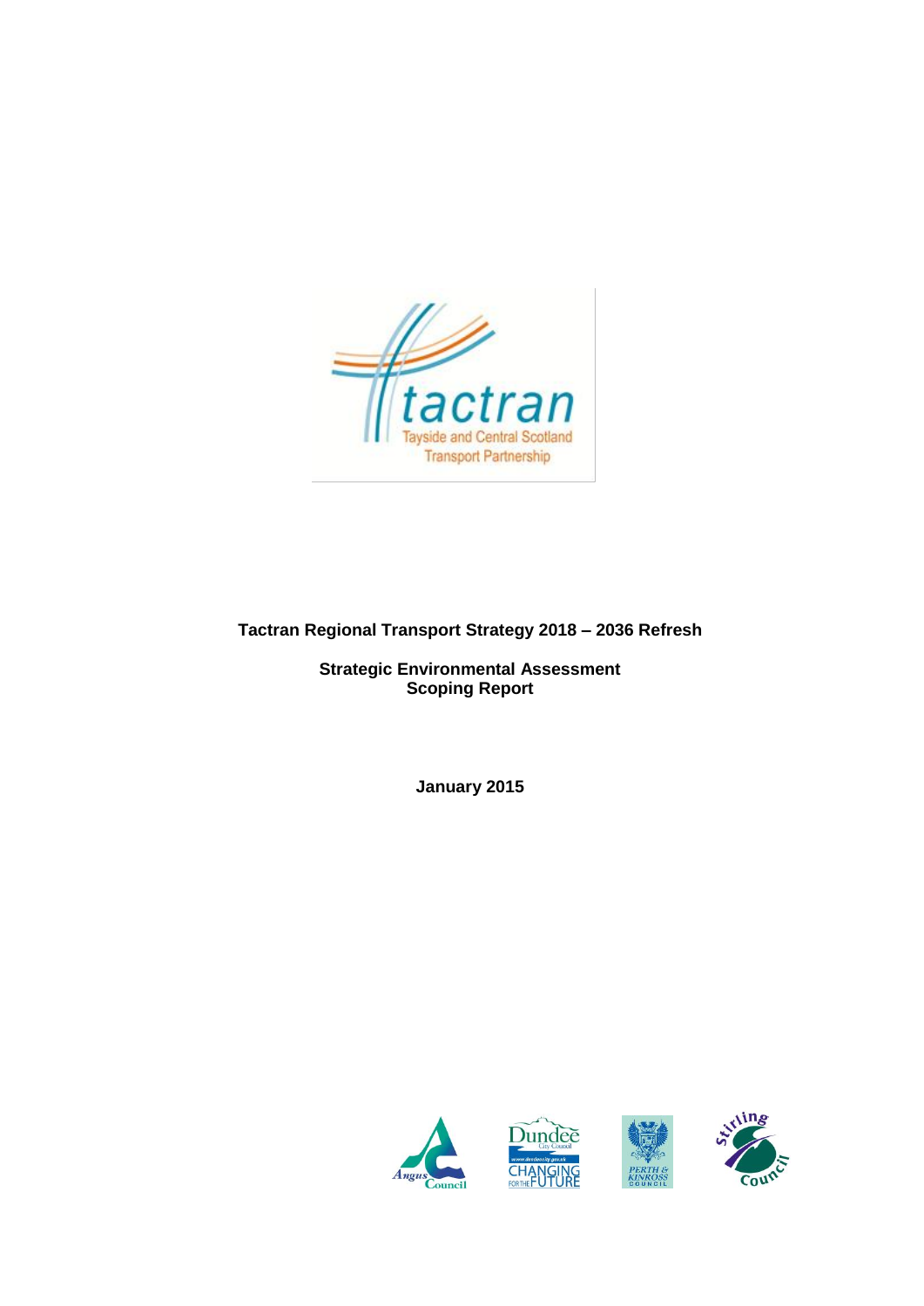tactran

Tayside and Central Scotland Transport Partnership

**Tactran Regional Transport Strategy 2018 – 2036 Refresh**

**Strategic Environmental Assessment**
**Scoping Report**

**January 2015**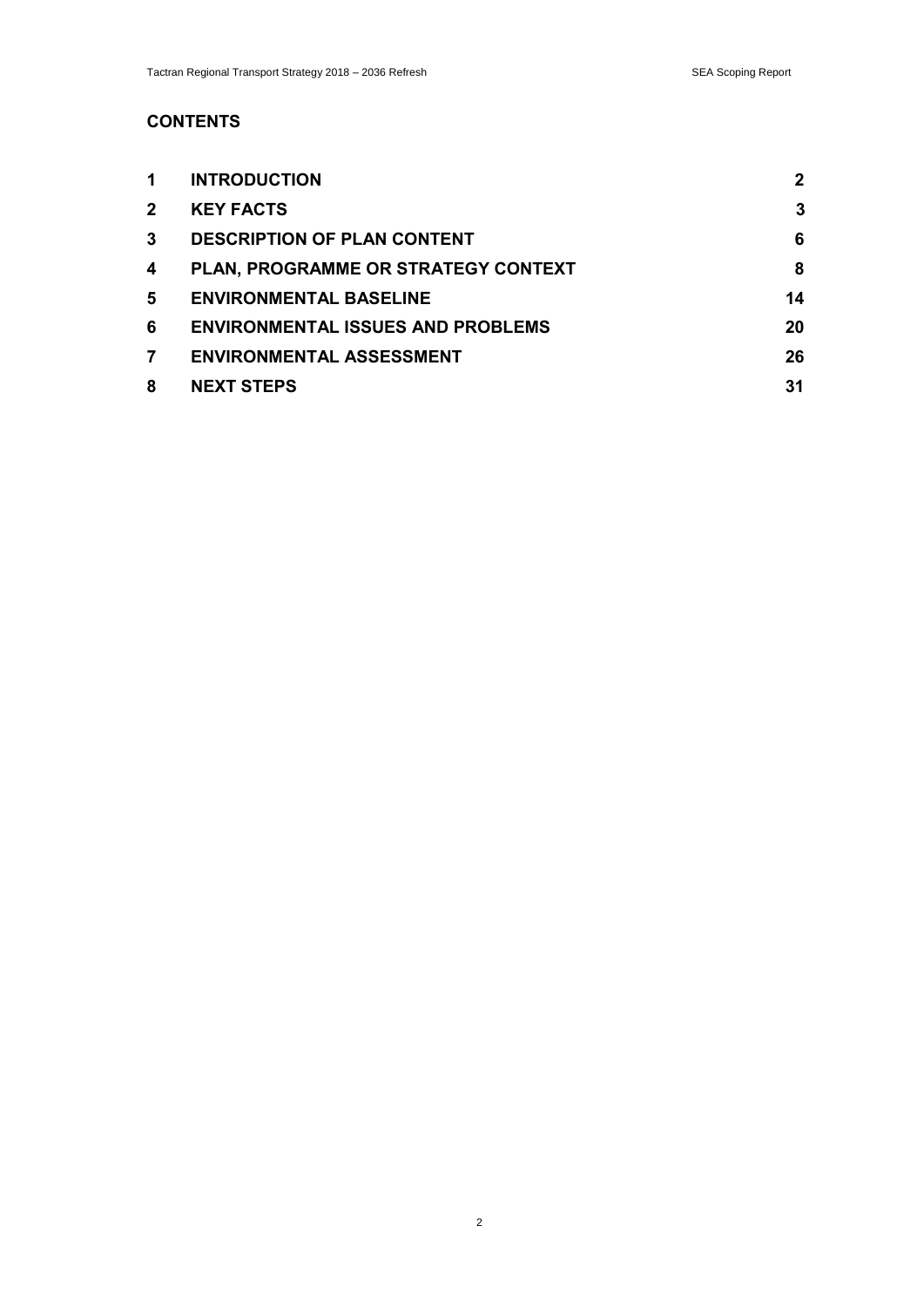## CONTENTS

| | | |
|---|---|---|
| 1 | INTRODUCTION | 2 |
| 2 | KEY FACTS | 3 |
| 3 | DESCRIPTION OF PLAN CONTENT | 6 |
| 4 | PLAN, PROGRAMME OR STRATEGY CONTEXT | 8 |
| 5 | ENVIRONMENTAL BASELINE | 14 |
| 6 | ENVIRONMENTAL ISSUES AND PROBLEMS | 20 |
| 7 | ENVIRONMENTAL ASSESSMENT | 26 |
| 8 | NEXT STEPS | 31 |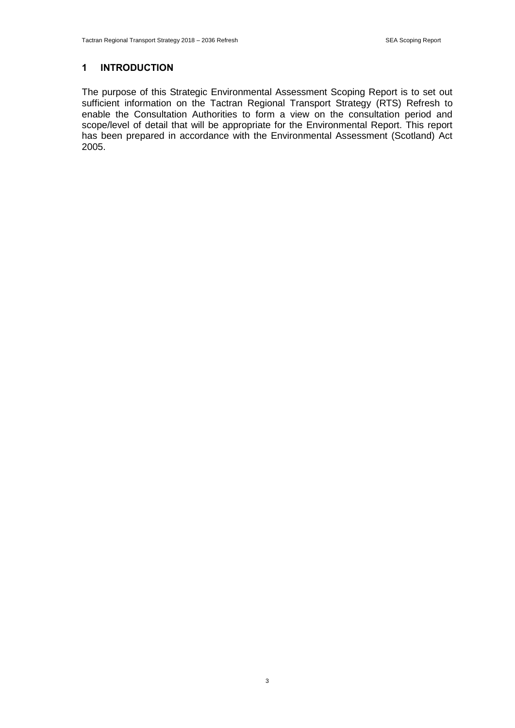# 1 INTRODUCTION

The purpose of this Strategic Environmental Assessment Scoping Report is to set out sufficient information on the Tactran Regional Transport Strategy (RTS) Refresh to enable the Consultation Authorities to form a view on the consultation period and scope/level of detail that will be appropriate for the Environmental Report. This report has been prepared in accordance with the Environmental Assessment (Scotland) Act 2005.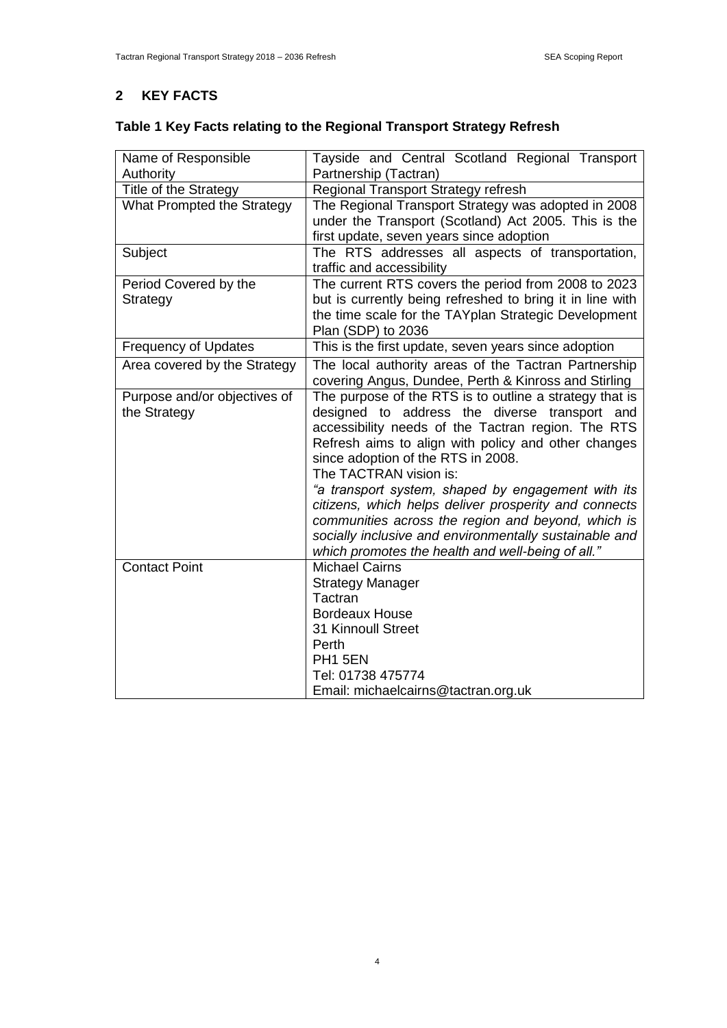## 2 KEY FACTS

### Table 1 Key Facts relating to the Regional Transport Strategy Refresh

| | |
|---|---|
| Name of Responsible Authority | Tayside and Central Scotland Regional Transport Partnership (Tactran) |
| Title of the Strategy | Regional Transport Strategy refresh |
| What Prompted the Strategy | The Regional Transport Strategy was adopted in 2008 under the Transport (Scotland) Act 2005. This is the first update, seven years since adoption |
| Subject | The RTS addresses all aspects of transportation, traffic and accessibility |
| Period Covered by the Strategy | The current RTS covers the period from 2008 to 2023 but is currently being refreshed to bring it in line with the time scale for the TAYplan Strategic Development Plan (SDP) to 2036 |
| Frequency of Updates | This is the first update, seven years since adoption |
| Area covered by the Strategy | The local authority areas of the Tactran Partnership covering Angus, Dundee, Perth & Kinross and Stirling |
| Purpose and/or objectives of the Strategy | The purpose of the RTS is to outline a strategy that is designed to address the diverse transport and accessibility needs of the Tactran region. The RTS Refresh aims to align with policy and other changes since adoption of the RTS in 2008.<br>The TACTRAN vision is:<br>*"a transport system, shaped by engagement with its citizens, which helps deliver prosperity and connects communities across the region and beyond, which is socially inclusive and environmentally sustainable and which promotes the health and well-being of all."* |
| Contact Point | Michael Cairns<br>Strategy Manager<br>Tactran<br>Bordeaux House<br>31 Kinnoull Street<br>Perth<br>PH1 5EN<br>Tel: 01738 475774<br>Email: michaelcairns@tactran.org.uk |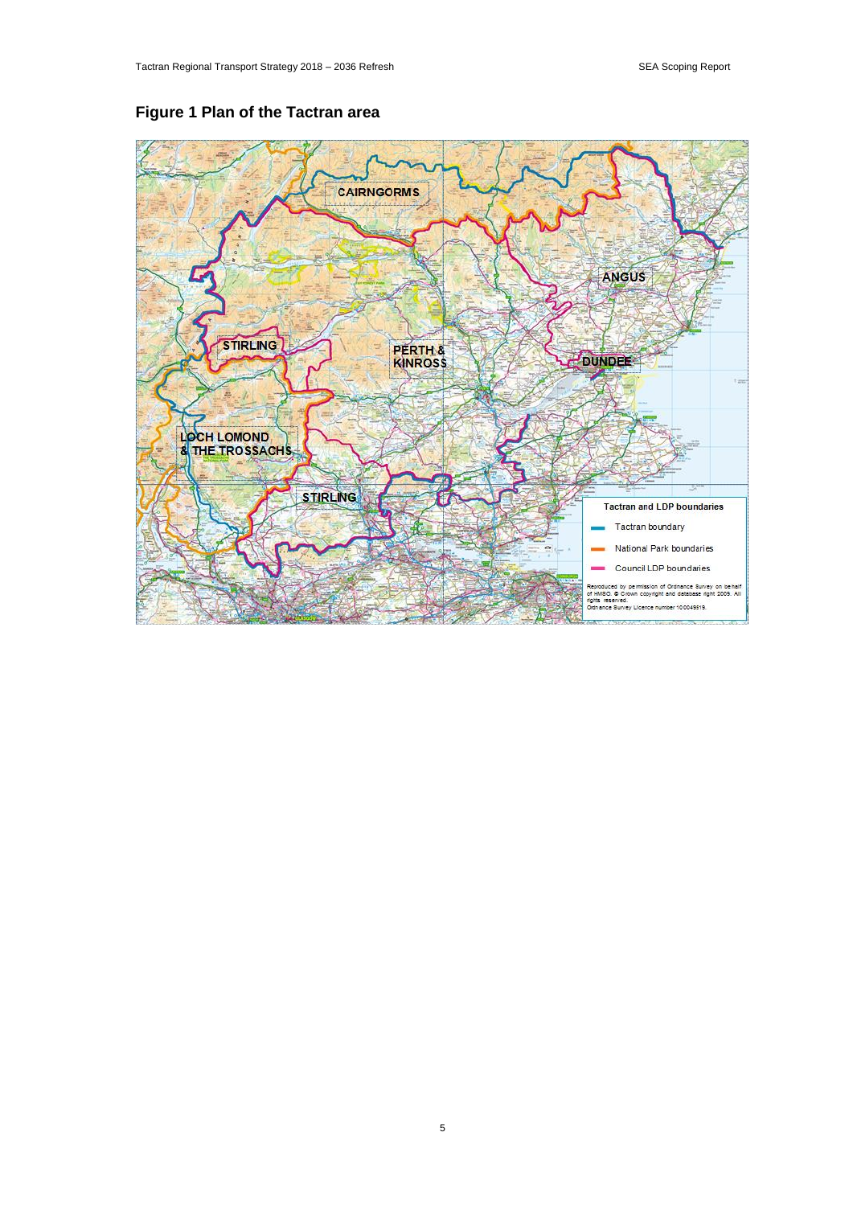## Figure 1 Plan of the Tactran area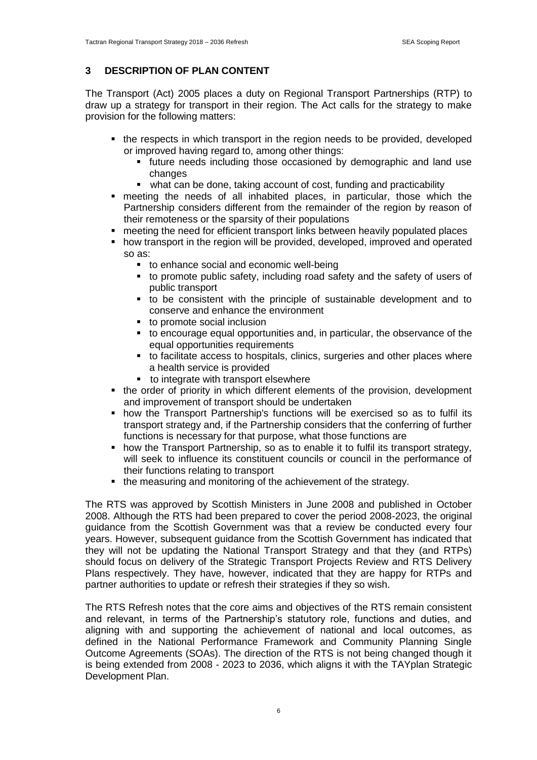## 3 DESCRIPTION OF PLAN CONTENT

The Transport (Act) 2005 places a duty on Regional Transport Partnerships (RTP) to draw up a strategy for transport in their region. The Act calls for the strategy to make provision for the following matters:

- the respects in which transport in the region needs to be provided, developed or improved having regard to, among other things:
  - future needs including those occasioned by demographic and land use changes
  - what can be done, taking account of cost, funding and practicability
- meeting the needs of all inhabited places, in particular, those which the Partnership considers different from the remainder of the region by reason of their remoteness or the sparsity of their populations
- meeting the need for efficient transport links between heavily populated places
- how transport in the region will be provided, developed, improved and operated so as:
  - to enhance social and economic well-being
  - to promote public safety, including road safety and the safety of users of public transport
  - to be consistent with the principle of sustainable development and to conserve and enhance the environment
  - to promote social inclusion
  - to encourage equal opportunities and, in particular, the observance of the equal opportunities requirements
  - to facilitate access to hospitals, clinics, surgeries and other places where a health service is provided
  - to integrate with transport elsewhere
- the order of priority in which different elements of the provision, development and improvement of transport should be undertaken
- how the Transport Partnership's functions will be exercised so as to fulfil its transport strategy and, if the Partnership considers that the conferring of further functions is necessary for that purpose, what those functions are
- how the Transport Partnership, so as to enable it to fulfil its transport strategy, will seek to influence its constituent councils or council in the performance of their functions relating to transport
- the measuring and monitoring of the achievement of the strategy.

The RTS was approved by Scottish Ministers in June 2008 and published in October 2008. Although the RTS had been prepared to cover the period 2008-2023, the original guidance from the Scottish Government was that a review be conducted every four years. However, subsequent guidance from the Scottish Government has indicated that they will not be updating the National Transport Strategy and that they (and RTPs) should focus on delivery of the Strategic Transport Projects Review and RTS Delivery Plans respectively. They have, however, indicated that they are happy for RTPs and partner authorities to update or refresh their strategies if they so wish.

The RTS Refresh notes that the core aims and objectives of the RTS remain consistent and relevant, in terms of the Partnership's statutory role, functions and duties, and aligning with and supporting the achievement of national and local outcomes, as defined in the National Performance Framework and Community Planning Single Outcome Agreements (SOAs). The direction of the RTS is not being changed though it is being extended from 2008 - 2023 to 2036, which aligns it with the TAYplan Strategic Development Plan.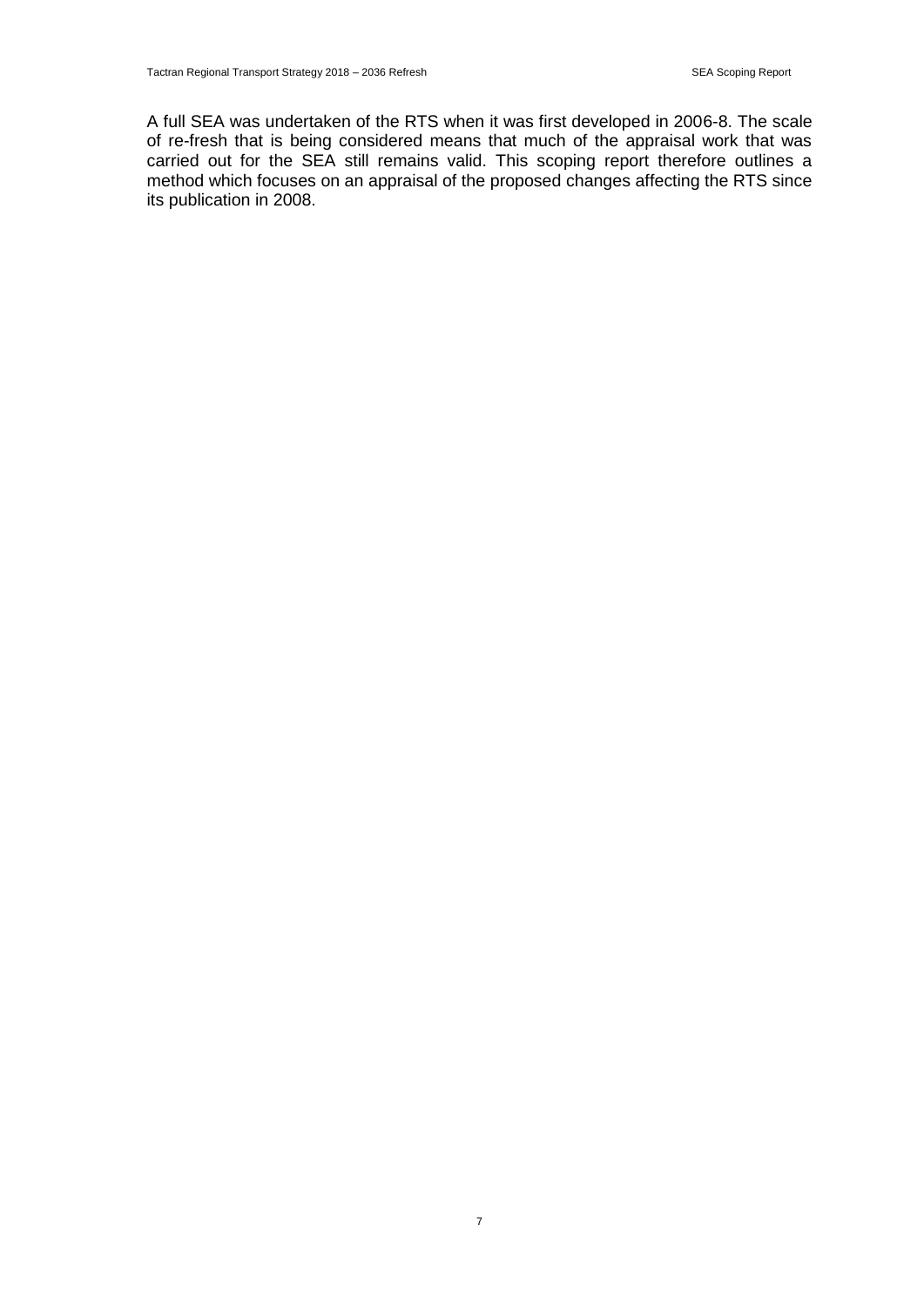A full SEA was undertaken of the RTS when it was first developed in 2006-8. The scale of re-fresh that is being considered means that much of the appraisal work that was carried out for the SEA still remains valid. This scoping report therefore outlines a method which focuses on an appraisal of the proposed changes affecting the RTS since its publication in 2008.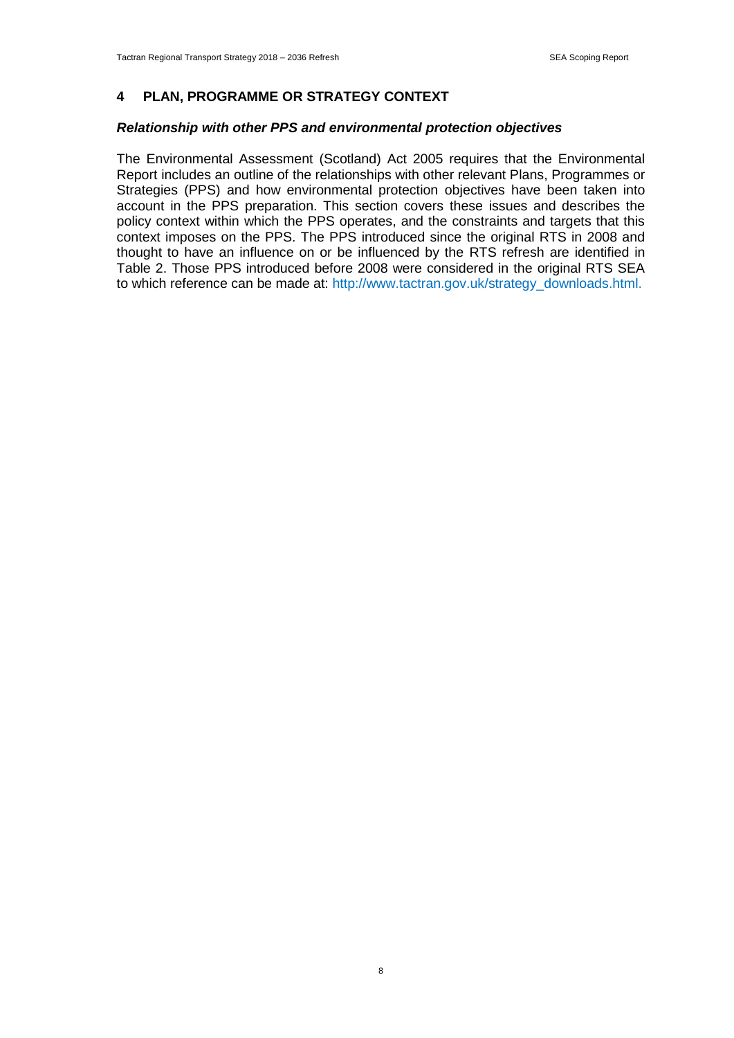# 4 PLAN, PROGRAMME OR STRATEGY CONTEXT

### *Relationship with other PPS and environmental protection objectives*

The Environmental Assessment (Scotland) Act 2005 requires that the Environmental Report includes an outline of the relationships with other relevant Plans, Programmes or Strategies (PPS) and how environmental protection objectives have been taken into account in the PPS preparation. This section covers these issues and describes the policy context within which the PPS operates, and the constraints and targets that this context imposes on the PPS. The PPS introduced since the original RTS in 2008 and thought to have an influence on or be influenced by the RTS refresh are identified in Table 2. Those PPS introduced before 2008 were considered in the original RTS SEA to which reference can be made at: http://www.tactran.gov.uk/strategy_downloads.html.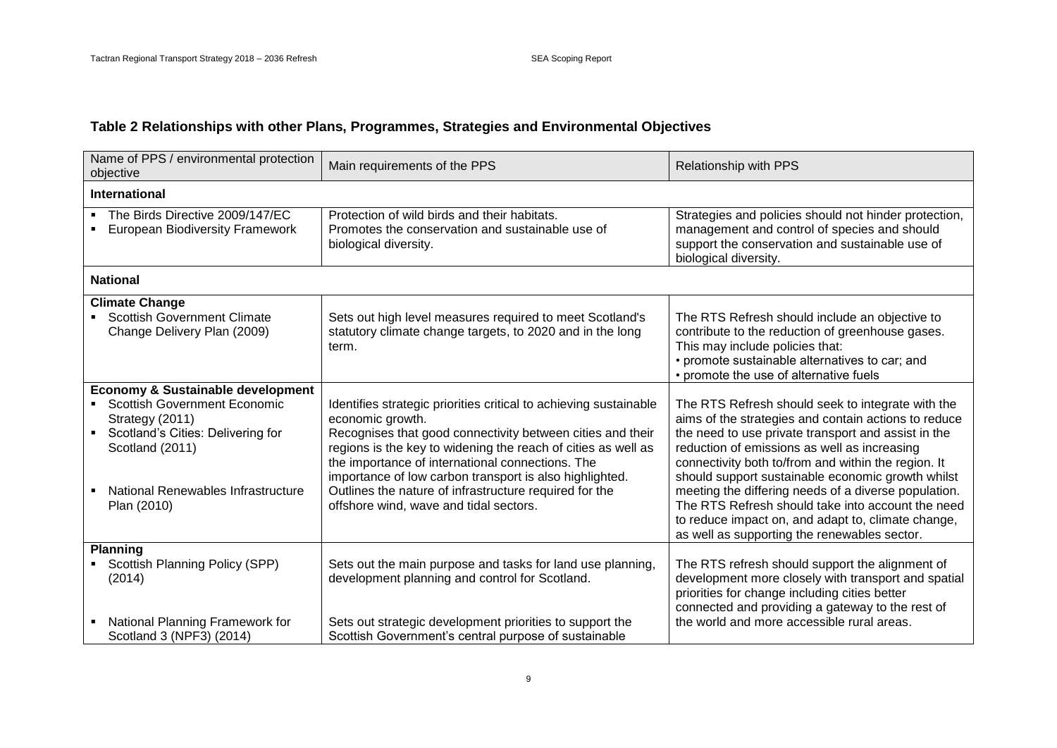## Table 2 Relationships with other Plans, Programmes, Strategies and Environmental Objectives

| Name of PPS / environmental protection objective | Main requirements of the PPS | Relationship with PPS |
|---|---|---|
| **International** | | |
| ▪ The Birds Directive 2009/147/EC<br>▪ European Biodiversity Framework | Protection of wild birds and their habitats.<br>Promotes the conservation and sustainable use of biological diversity. | Strategies and policies should not hinder protection, management and control of species and should support the conservation and sustainable use of biological diversity. |
| **National** | | |
| **Climate Change**<br>▪ Scottish Government Climate Change Delivery Plan (2009) | Sets out high level measures required to meet Scotland's statutory climate change targets, to 2020 and in the long term. | The RTS Refresh should include an objective to contribute to the reduction of greenhouse gases. This may include policies that:<br>• promote sustainable alternatives to car; and<br>• promote the use of alternative fuels |
| **Economy & Sustainable development**<br>▪ Scottish Government Economic Strategy (2011)<br>▪ Scotland's Cities: Delivering for Scotland (2011)<br>▪ National Renewables Infrastructure Plan (2010) | Identifies strategic priorities critical to achieving sustainable economic growth.<br>Recognises that good connectivity between cities and their regions is the key to widening the reach of cities as well as the importance of international connections. The importance of low carbon transport is also highlighted.<br>Outlines the nature of infrastructure required for the offshore wind, wave and tidal sectors. | The RTS Refresh should seek to integrate with the aims of the strategies and contain actions to reduce the need to use private transport and assist in the reduction of emissions as well as increasing connectivity both to/from and within the region. It should support sustainable economic growth whilst meeting the differing needs of a diverse population. The RTS Refresh should take into account the need to reduce impact on, and adapt to, climate change, as well as supporting the renewables sector. |
| **Planning**<br>▪ Scottish Planning Policy (SPP) (2014)<br>▪ National Planning Framework for Scotland 3 (NPF3) (2014) | Sets out the main purpose and tasks for land use planning, development planning and control for Scotland.<br>Sets out strategic development priorities to support the Scottish Government's central purpose of sustainable | The RTS refresh should support the alignment of development more closely with transport and spatial priorities for change including cities better connected and providing a gateway to the rest of the world and more accessible rural areas. |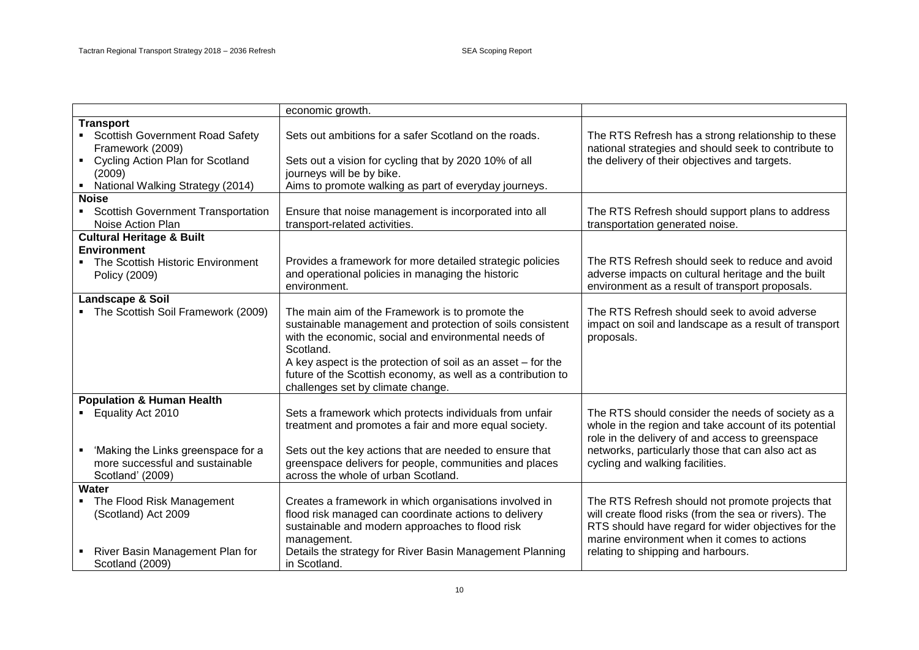| | | |
|---|---|---|
| | economic growth. | |
| **Transport**<br>▪ Scottish Government Road Safety Framework (2009)<br>▪ Cycling Action Plan for Scotland (2009)<br>▪ National Walking Strategy (2014) | Sets out ambitions for a safer Scotland on the roads.<br><br>Sets out a vision for cycling that by 2020 10% of all journeys will be by bike.<br>Aims to promote walking as part of everyday journeys. | The RTS Refresh has a strong relationship to these national strategies and should seek to contribute to the delivery of their objectives and targets. |
| **Noise**<br>▪ Scottish Government Transportation Noise Action Plan | Ensure that noise management is incorporated into all transport-related activities. | The RTS Refresh should support plans to address transportation generated noise. |
| **Cultural Heritage & Built Environment**<br>▪ The Scottish Historic Environment Policy (2009) | Provides a framework for more detailed strategic policies and operational policies in managing the historic environment. | The RTS Refresh should seek to reduce and avoid adverse impacts on cultural heritage and the built environment as a result of transport proposals. |
| **Landscape & Soil**<br>▪ The Scottish Soil Framework (2009) | The main aim of the Framework is to promote the sustainable management and protection of soils consistent with the economic, social and environmental needs of Scotland.<br>A key aspect is the protection of soil as an asset – for the future of the Scottish economy, as well as a contribution to challenges set by climate change. | The RTS Refresh should seek to avoid adverse impact on soil and landscape as a result of transport proposals. |
| **Population & Human Health**<br>▪ Equality Act 2010<br><br>▪ 'Making the Links greenspace for a more successful and sustainable Scotland' (2009) | Sets a framework which protects individuals from unfair treatment and promotes a fair and more equal society.<br><br>Sets out the key actions that are needed to ensure that greenspace delivers for people, communities and places across the whole of urban Scotland. | The RTS should consider the needs of society as a whole in the region and take account of its potential role in the delivery of and access to greenspace networks, particularly those that can also act as cycling and walking facilities. |
| **Water**<br>▪ The Flood Risk Management (Scotland) Act 2009<br><br>▪ River Basin Management Plan for Scotland (2009) | Creates a framework in which organisations involved in flood risk managed can coordinate actions to delivery sustainable and modern approaches to flood risk management.<br>Details the strategy for River Basin Management Planning in Scotland. | The RTS Refresh should not promote projects that will create flood risks (from the sea or rivers). The RTS should have regard for wider objectives for the marine environment when it comes to actions relating to shipping and harbours. |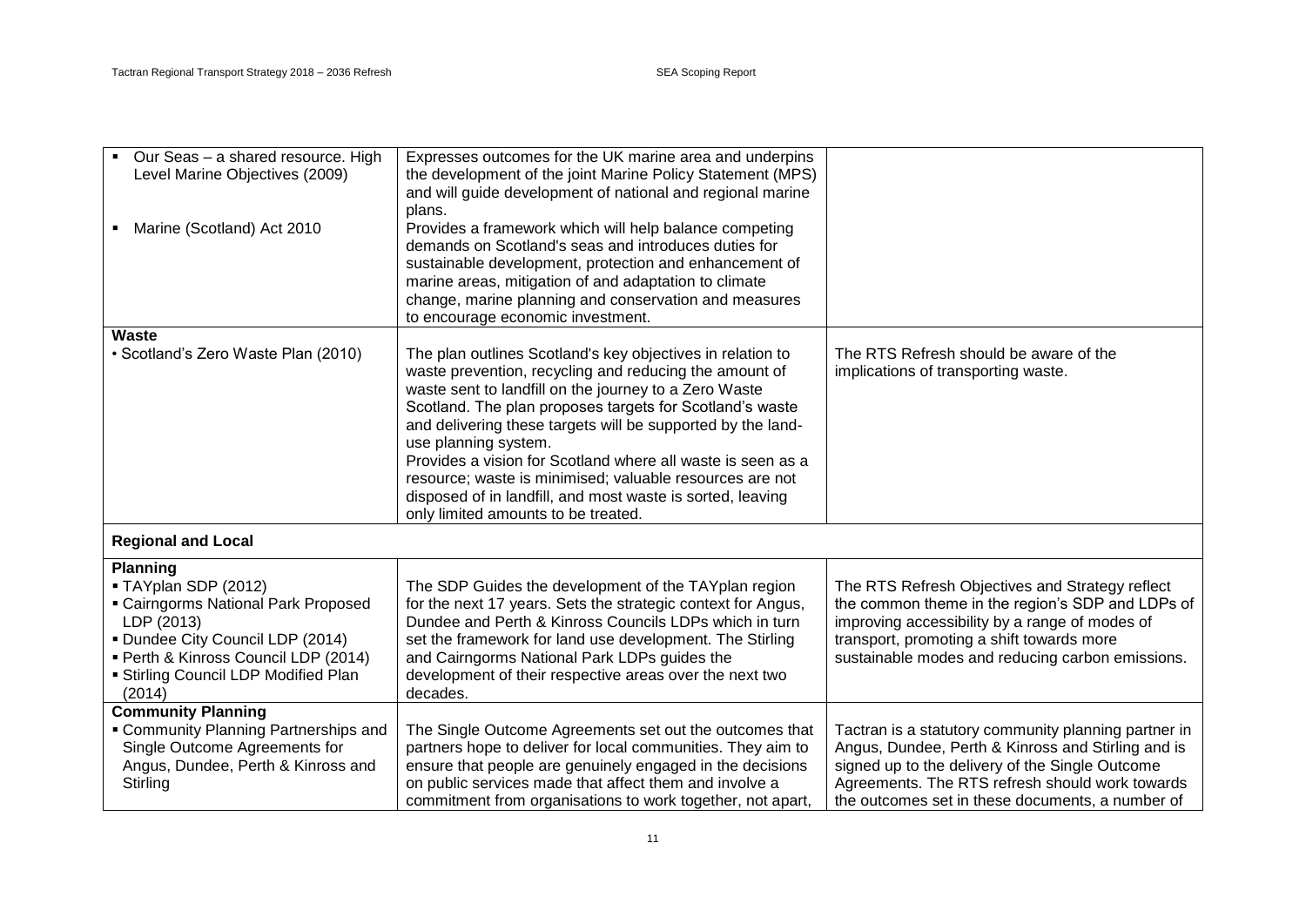| | | |
|---|---|---|
| ▪ Our Seas – a shared resource. High Level Marine Objectives (2009)<br><br>▪ Marine (Scotland) Act 2010 | Expresses outcomes for the UK marine area and underpins the development of the joint Marine Policy Statement (MPS) and will guide development of national and regional marine plans.<br>Provides a framework which will help balance competing demands on Scotland's seas and introduces duties for sustainable development, protection and enhancement of marine areas, mitigation of and adaptation to climate change, marine planning and conservation and measures to encourage economic investment. | |
| **Waste**<br>• Scotland's Zero Waste Plan (2010) | The plan outlines Scotland's key objectives in relation to waste prevention, recycling and reducing the amount of waste sent to landfill on the journey to a Zero Waste Scotland. The plan proposes targets for Scotland's waste and delivering these targets will be supported by the land-use planning system.<br>Provides a vision for Scotland where all waste is seen as a resource; waste is minimised; valuable resources are not disposed of in landfill, and most waste is sorted, leaving only limited amounts to be treated. | The RTS Refresh should be aware of the implications of transporting waste. |
| **Regional and Local** | | |
| **Planning**<br>▪ TAYplan SDP (2012)<br>▪ Cairngorms National Park Proposed LDP (2013)<br>▪ Dundee City Council LDP (2014)<br>▪ Perth & Kinross Council LDP (2014)<br>▪ Stirling Council LDP Modified Plan (2014) | The SDP Guides the development of the TAYplan region for the next 17 years. Sets the strategic context for Angus, Dundee and Perth & Kinross Councils LDPs which in turn set the framework for land use development. The Stirling and Cairngorms National Park LDPs guides the development of their respective areas over the next two decades. | The RTS Refresh Objectives and Strategy reflect the common theme in the region's SDP and LDPs of improving accessibility by a range of modes of transport, promoting a shift towards more sustainable modes and reducing carbon emissions. |
| **Community Planning**<br>▪ Community Planning Partnerships and Single Outcome Agreements for Angus, Dundee, Perth & Kinross and Stirling | The Single Outcome Agreements set out the outcomes that partners hope to deliver for local communities. They aim to ensure that people are genuinely engaged in the decisions on public services made that affect them and involve a commitment from organisations to work together, not apart, | Tactran is a statutory community planning partner in Angus, Dundee, Perth & Kinross and Stirling and is signed up to the delivery of the Single Outcome Agreements. The RTS refresh should work towards the outcomes set in these documents, a number of |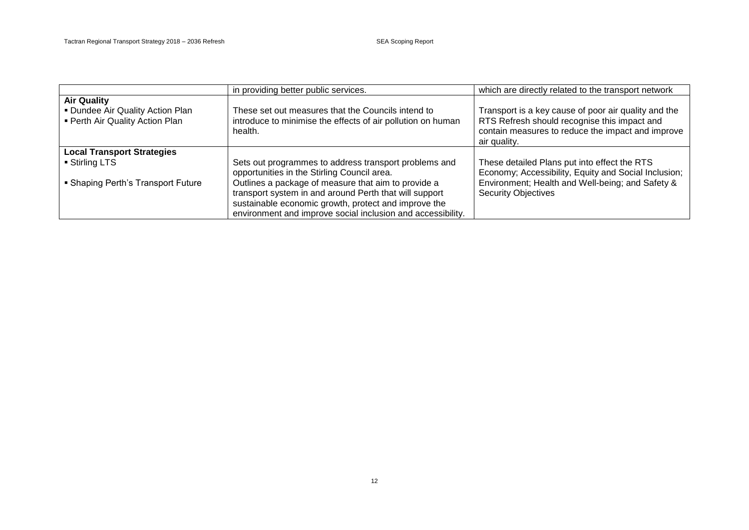| | | |
|---|---|---|
| | in providing better public services. | which are directly related to the transport network |
| **Air Quality**<br>▪ Dundee Air Quality Action Plan<br>▪ Perth Air Quality Action Plan | These set out measures that the Councils intend to introduce to minimise the effects of air pollution on human health. | Transport is a key cause of poor air quality and the RTS Refresh should recognise this impact and contain measures to reduce the impact and improve air quality. |
| **Local Transport Strategies**<br>▪ Stirling LTS<br><br>▪ Shaping Perth's Transport Future | Sets out programmes to address transport problems and opportunities in the Stirling Council area.<br>Outlines a package of measure that aim to provide a transport system in and around Perth that will support sustainable economic growth, protect and improve the environment and improve social inclusion and accessibility. | These detailed Plans put into effect the RTS Economy; Accessibility, Equity and Social Inclusion; Environment; Health and Well-being; and Safety & Security Objectives |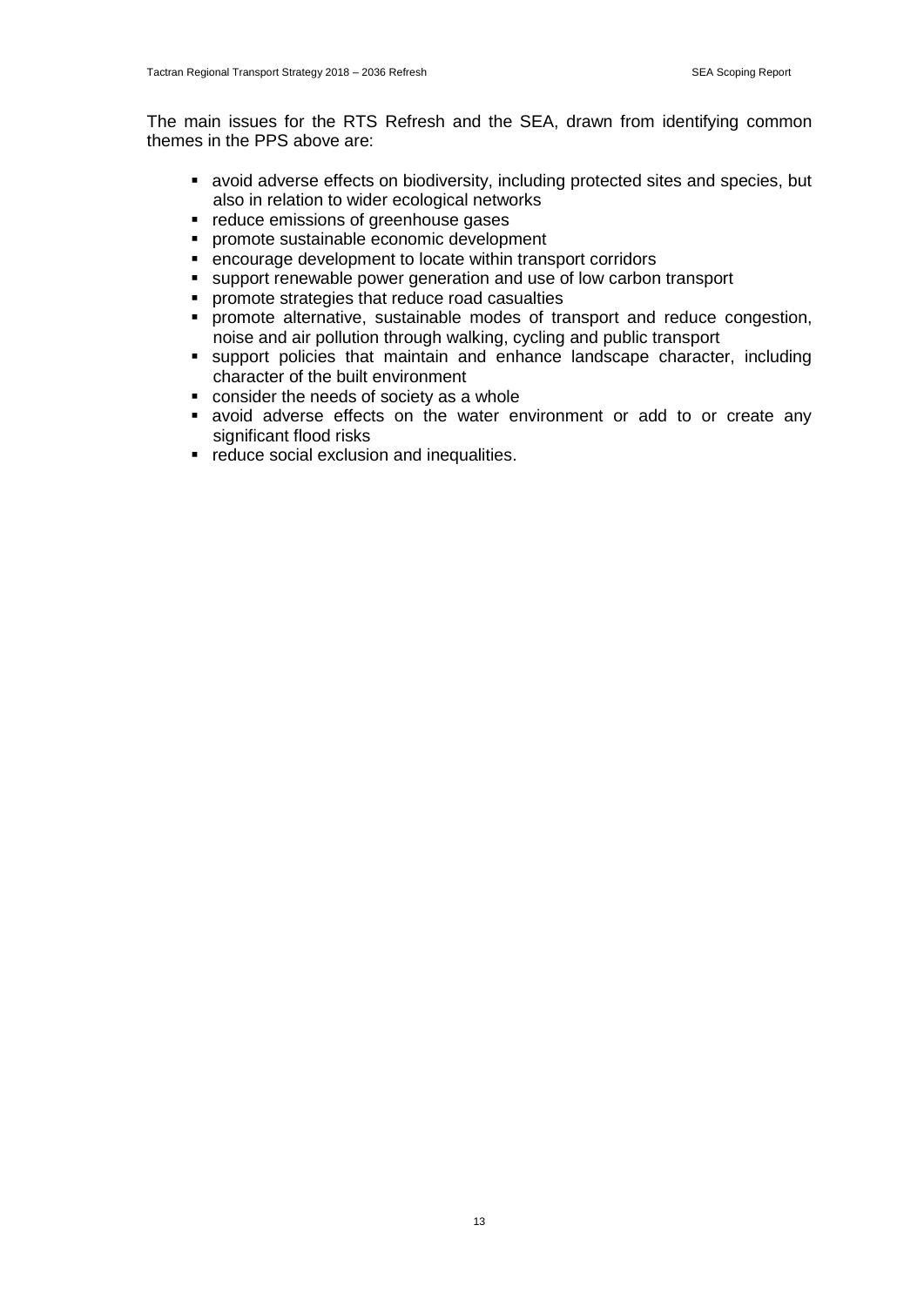The main issues for the RTS Refresh and the SEA, drawn from identifying common themes in the PPS above are:

- avoid adverse effects on biodiversity, including protected sites and species, but also in relation to wider ecological networks
- reduce emissions of greenhouse gases
- promote sustainable economic development
- encourage development to locate within transport corridors
- support renewable power generation and use of low carbon transport
- promote strategies that reduce road casualties
- promote alternative, sustainable modes of transport and reduce congestion, noise and air pollution through walking, cycling and public transport
- support policies that maintain and enhance landscape character, including character of the built environment
- consider the needs of society as a whole
- avoid adverse effects on the water environment or add to or create any significant flood risks
- reduce social exclusion and inequalities.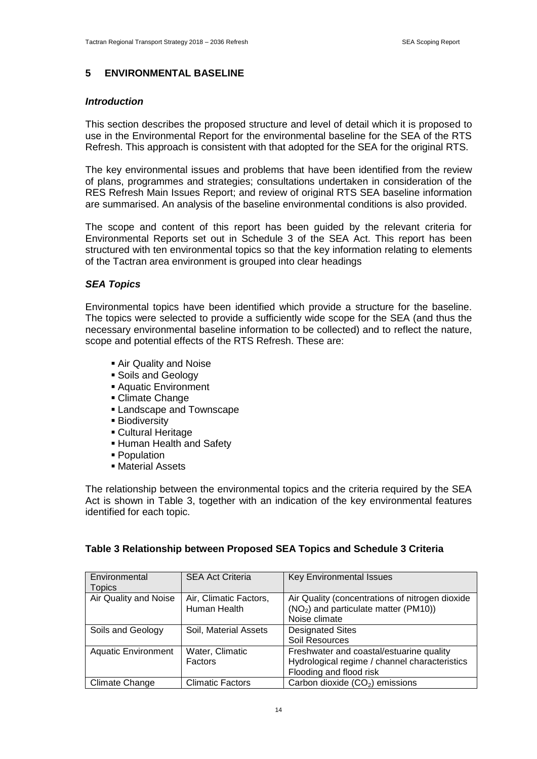## 5 ENVIRONMENTAL BASELINE

### *Introduction*

This section describes the proposed structure and level of detail which it is proposed to use in the Environmental Report for the environmental baseline for the SEA of the RTS Refresh. This approach is consistent with that adopted for the SEA for the original RTS.

The key environmental issues and problems that have been identified from the review of plans, programmes and strategies; consultations undertaken in consideration of the RES Refresh Main Issues Report; and review of original RTS SEA baseline information are summarised. An analysis of the baseline environmental conditions is also provided.

The scope and content of this report has been guided by the relevant criteria for Environmental Reports set out in Schedule 3 of the SEA Act. This report has been structured with ten environmental topics so that the key information relating to elements of the Tactran area environment is grouped into clear headings

### *SEA Topics*

Environmental topics have been identified which provide a structure for the baseline. The topics were selected to provide a sufficiently wide scope for the SEA (and thus the necessary environmental baseline information to be collected) and to reflect the nature, scope and potential effects of the RTS Refresh. These are:

- Air Quality and Noise
- Soils and Geology
- Aquatic Environment
- Climate Change
- Landscape and Townscape
- Biodiversity
- Cultural Heritage
- Human Health and Safety
- Population
- Material Assets

The relationship between the environmental topics and the criteria required by the SEA Act is shown in Table 3, together with an indication of the key environmental features identified for each topic.

**Table 3 Relationship between Proposed SEA Topics and Schedule 3 Criteria**

| Environmental Topics | SEA Act Criteria | Key Environmental Issues |
|---|---|---|
| Air Quality and Noise | Air, Climatic Factors, Human Health | Air Quality (concentrations of nitrogen dioxide ($NO_2$) and particulate matter (PM10))<br>Noise climate |
| Soils and Geology | Soil, Material Assets | Designated Sites<br>Soil Resources |
| Aquatic Environment | Water, Climatic Factors | Freshwater and coastal/estuarine quality<br>Hydrological regime / channel characteristics<br>Flooding and flood risk |
| Climate Change | Climatic Factors | Carbon dioxide ($CO_2$) emissions |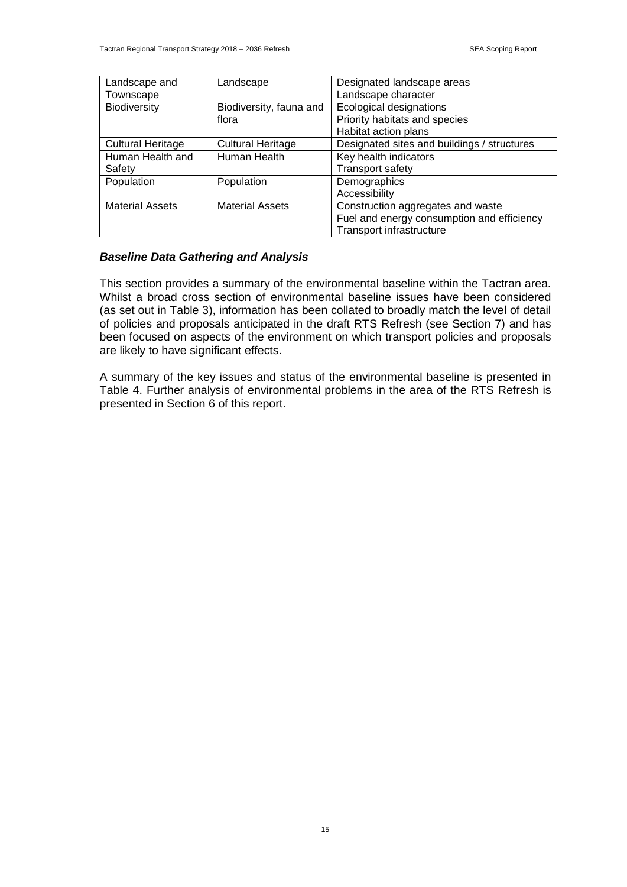| Landscape and Townscape | Landscape | Designated landscape areas<br>Landscape character |
|---|---|---|
| Biodiversity | Biodiversity, fauna and flora | Ecological designations<br>Priority habitats and species<br>Habitat action plans |
| Cultural Heritage | Cultural Heritage | Designated sites and buildings / structures |
| Human Health and Safety | Human Health | Key health indicators<br>Transport safety |
| Population | Population | Demographics<br>Accessibility |
| Material Assets | Material Assets | Construction aggregates and waste<br>Fuel and energy consumption and efficiency<br>Transport infrastructure |

### ***Baseline Data Gathering and Analysis***

This section provides a summary of the environmental baseline within the Tactran area. Whilst a broad cross section of environmental baseline issues have been considered (as set out in Table 3), information has been collated to broadly match the level of detail of policies and proposals anticipated in the draft RTS Refresh (see Section 7) and has been focused on aspects of the environment on which transport policies and proposals are likely to have significant effects.

A summary of the key issues and status of the environmental baseline is presented in Table 4. Further analysis of environmental problems in the area of the RTS Refresh is presented in Section 6 of this report.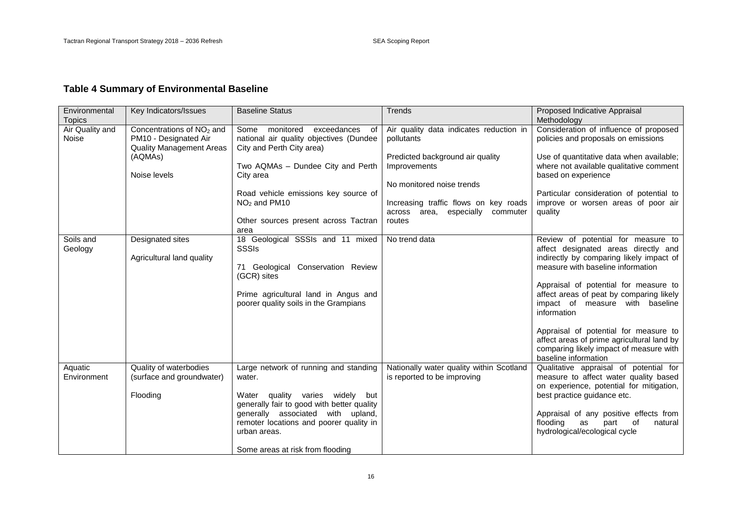## Table 4 Summary of Environmental Baseline

| Environmental Topics | Key Indicators/Issues | Baseline Status | Trends | Proposed Indicative Appraisal Methodology |
|---|---|---|---|---|
| Air Quality and Noise | Concentrations of $NO_2$ and PM10 - Designated Air Quality Management Areas (AQMAs)<br><br>Noise levels | Some monitored exceedances of national air quality objectives (Dundee City and Perth City area)<br><br>Two AQMAs – Dundee City and Perth City area<br><br>Road vehicle emissions key source of $NO_2$ and PM10<br><br>Other sources present across Tactran area | Air quality data indicates reduction in pollutants<br><br>Predicted background air quality Improvements<br><br>No monitored noise trends<br><br>Increasing traffic flows on key roads across area, especially commuter routes | Consideration of influence of proposed policies and proposals on emissions<br><br>Use of quantitative data when available; where not available qualitative comment based on experience<br><br>Particular consideration of potential to improve or worsen areas of poor air quality |
| Soils and Geology | Designated sites<br><br>Agricultural land quality | 18 Geological SSSIs and 11 mixed SSSIs<br><br>71 Geological Conservation Review (GCR) sites<br><br>Prime agricultural land in Angus and poorer quality soils in the Grampians | No trend data | Review of potential for measure to affect designated areas directly and indirectly by comparing likely impact of measure with baseline information<br><br>Appraisal of potential for measure to affect areas of peat by comparing likely impact of measure with baseline information<br><br>Appraisal of potential for measure to affect areas of prime agricultural land by comparing likely impact of measure with baseline information |
| Aquatic Environment | Quality of waterbodies (surface and groundwater)<br><br>Flooding | Large network of running and standing water.<br><br>Water quality varies widely but generally fair to good with better quality generally associated with upland, remoter locations and poorer quality in urban areas.<br><br>Some areas at risk from flooding | Nationally water quality within Scotland is reported to be improving | Qualitative appraisal of potential for measure to affect water quality based on experience, potential for mitigation, best practice guidance etc.<br><br>Appraisal of any positive effects from flooding as part of natural hydrological/ecological cycle |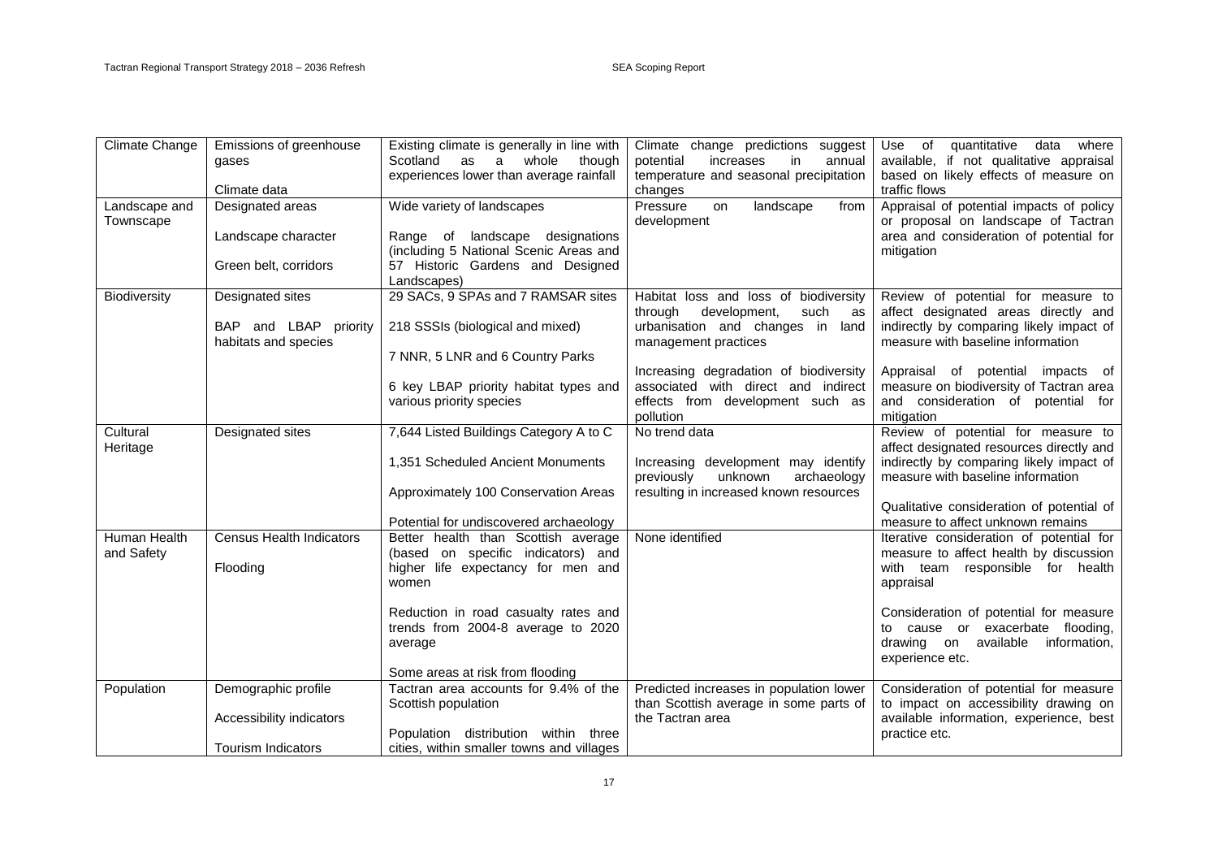| Climate Change | Emissions of greenhouse gases<br><br>Climate data | Existing climate is generally in line with Scotland as a whole though experiences lower than average rainfall | Climate change predictions suggest potential increases in annual temperature and seasonal precipitation changes | Use of quantitative data where available, if not qualitative appraisal based on likely effects of measure on traffic flows |
|---|---|---|---|---|
| Landscape and Townscape | Designated areas<br><br>Landscape character<br><br>Green belt, corridors | Wide variety of landscapes<br><br>Range of landscape designations (including 5 National Scenic Areas and 57 Historic Gardens and Designed Landscapes) | Pressure on landscape from development | Appraisal of potential impacts of policy or proposal on landscape of Tactran area and consideration of potential for mitigation |
| Biodiversity | Designated sites<br><br>BAP and LBAP priority habitats and species | 29 SACs, 9 SPAs and 7 RAMSAR sites<br><br>218 SSSIs (biological and mixed)<br><br>7 NNR, 5 LNR and 6 Country Parks<br><br>6 key LBAP priority habitat types and various priority species | Habitat loss and loss of biodiversity through development, such as urbanisation and changes in land management practices<br><br>Increasing degradation of biodiversity associated with direct and indirect effects from development such as pollution | Review of potential for measure to affect designated areas directly and indirectly by comparing likely impact of measure with baseline information<br><br>Appraisal of potential impacts of measure on biodiversity of Tactran area and consideration of potential for mitigation |
| Cultural Heritage | Designated sites | 7,644 Listed Buildings Category A to C<br><br>1,351 Scheduled Ancient Monuments<br><br>Approximately 100 Conservation Areas<br><br>Potential for undiscovered archaeology | No trend data<br><br>Increasing development may identify previously unknown archaeology resulting in increased known resources | Review of potential for measure to affect designated resources directly and indirectly by comparing likely impact of measure with baseline information<br><br>Qualitative consideration of potential of measure to affect unknown remains |
| Human Health and Safety | Census Health Indicators<br><br>Flooding | Better health than Scottish average (based on specific indicators) and higher life expectancy for men and women<br><br>Reduction in road casualty rates and trends from 2004-8 average to 2020 average<br><br>Some areas at risk from flooding | None identified | Iterative consideration of potential for measure to affect health by discussion with team responsible for health appraisal<br><br>Consideration of potential for measure to cause or exacerbate flooding, drawing on available information, experience etc. |
| Population | Demographic profile<br><br>Accessibility indicators<br><br>Tourism Indicators | Tactran area accounts for 9.4% of the Scottish population<br><br>Population distribution within three cities, within smaller towns and villages | Predicted increases in population lower than Scottish average in some parts of the Tactran area | Consideration of potential for measure to impact on accessibility drawing on available information, experience, best practice etc. |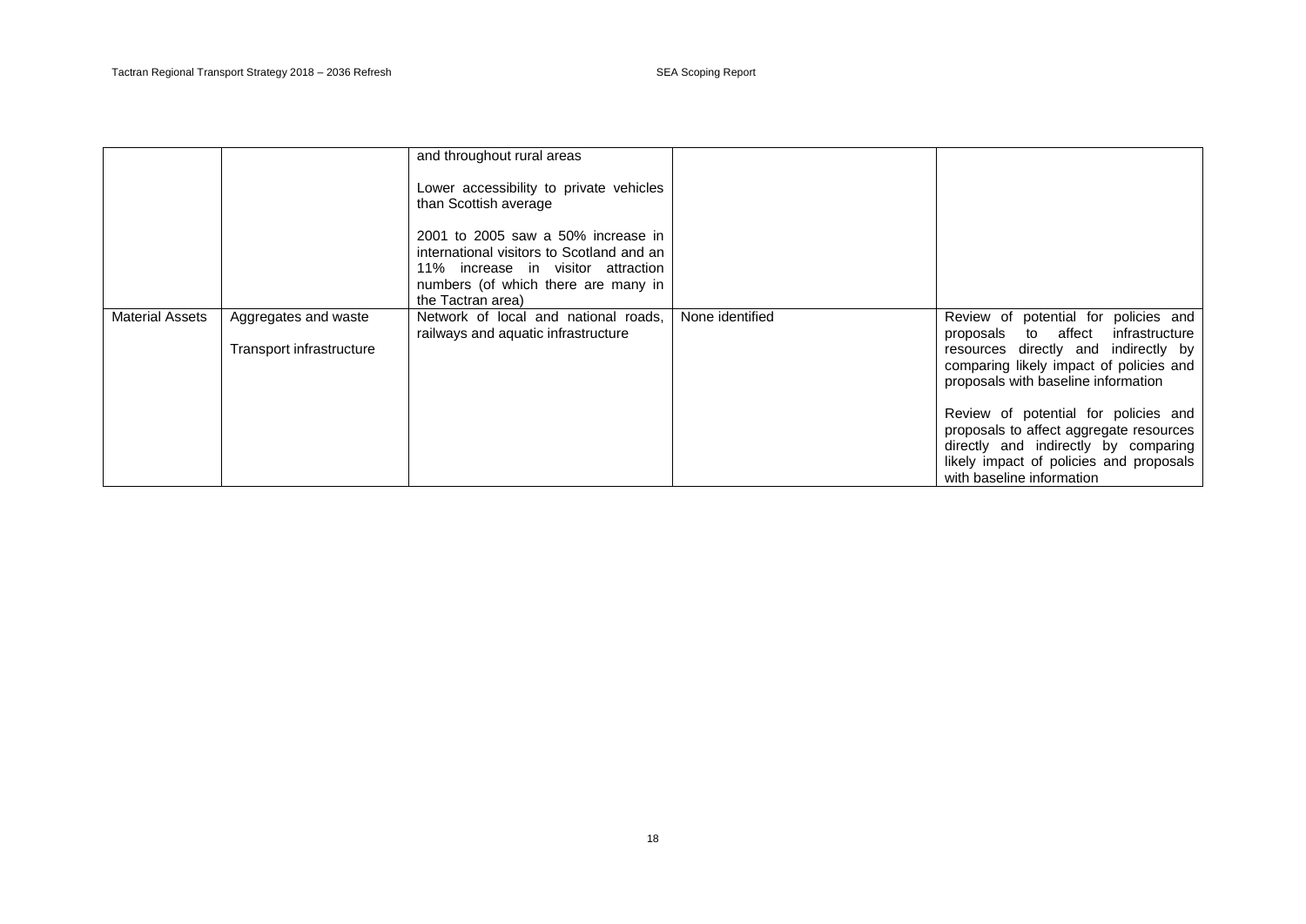| | | | | |
|---|---|---|---|---|
| | | and throughout rural areas<br><br>Lower accessibility to private vehicles than Scottish average<br><br>2001 to 2005 saw a 50% increase in international visitors to Scotland and an 11% increase in visitor attraction numbers (of which there are many in the Tactran area) | | |
| Material Assets | Aggregates and waste<br><br>Transport infrastructure | Network of local and national roads, railways and aquatic infrastructure | None identified | Review of potential for policies and proposals to affect infrastructure resources directly and indirectly by comparing likely impact of policies and proposals with baseline information<br><br>Review of potential for policies and proposals to affect aggregate resources directly and indirectly by comparing likely impact of policies and proposals with baseline information |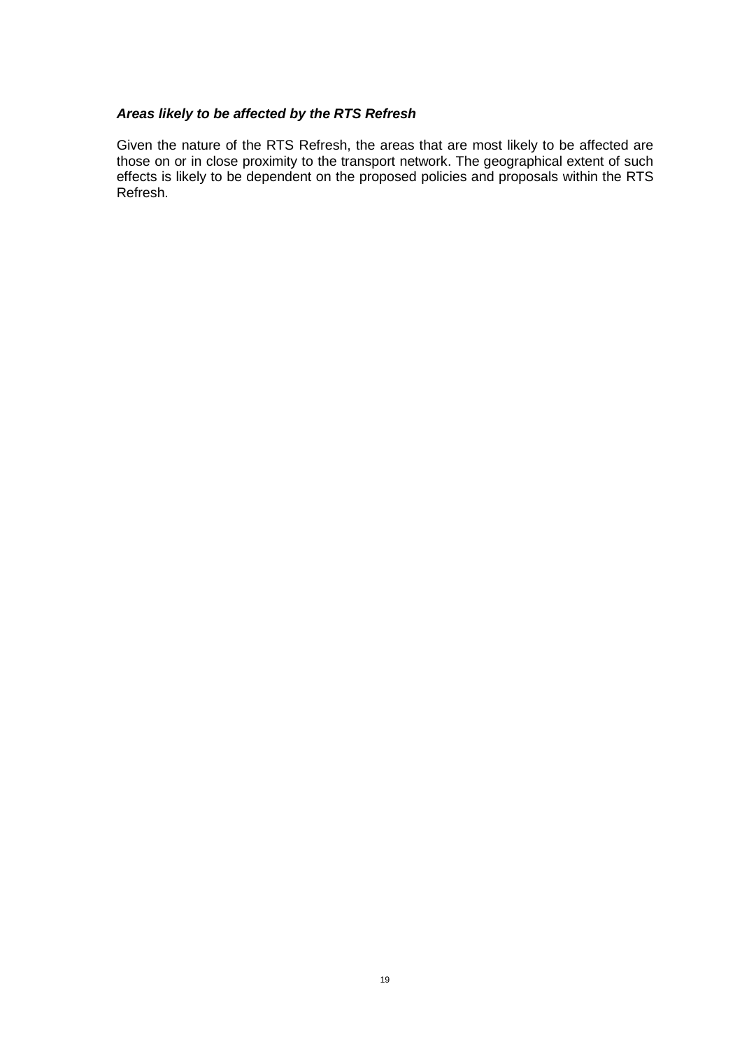***Areas likely to be affected by the RTS Refresh***

Given the nature of the RTS Refresh, the areas that are most likely to be affected are those on or in close proximity to the transport network. The geographical extent of such effects is likely to be dependent on the proposed policies and proposals within the RTS Refresh.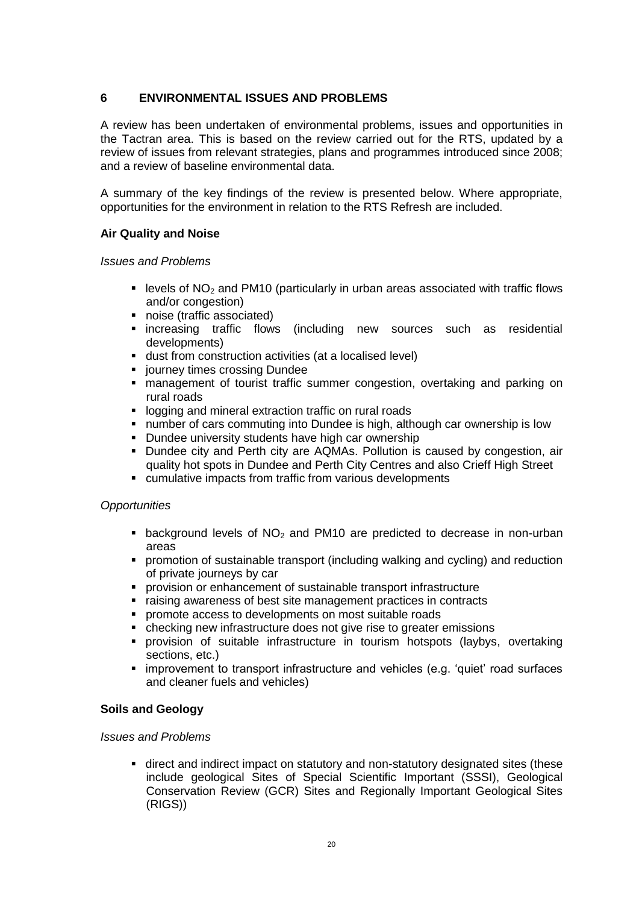## 6 ENVIRONMENTAL ISSUES AND PROBLEMS

A review has been undertaken of environmental problems, issues and opportunities in the Tactran area. This is based on the review carried out for the RTS, updated by a review of issues from relevant strategies, plans and programmes introduced since 2008; and a review of baseline environmental data.

A summary of the key findings of the review is presented below. Where appropriate, opportunities for the environment in relation to the RTS Refresh are included.

### Air Quality and Noise

*Issues and Problems*

- levels of $NO_2$ and PM10 (particularly in urban areas associated with traffic flows and/or congestion)
- noise (traffic associated)
- increasing traffic flows (including new sources such as residential developments)
- dust from construction activities (at a localised level)
- journey times crossing Dundee
- management of tourist traffic summer congestion, overtaking and parking on rural roads
- logging and mineral extraction traffic on rural roads
- number of cars commuting into Dundee is high, although car ownership is low
- Dundee university students have high car ownership
- Dundee city and Perth city are AQMAs. Pollution is caused by congestion, air quality hot spots in Dundee and Perth City Centres and also Crieff High Street
- cumulative impacts from traffic from various developments

*Opportunities*

- background levels of $NO_2$ and PM10 are predicted to decrease in non-urban areas
- promotion of sustainable transport (including walking and cycling) and reduction of private journeys by car
- provision or enhancement of sustainable transport infrastructure
- raising awareness of best site management practices in contracts
- promote access to developments on most suitable roads
- checking new infrastructure does not give rise to greater emissions
- provision of suitable infrastructure in tourism hotspots (laybys, overtaking sections, etc.)
- improvement to transport infrastructure and vehicles (e.g. 'quiet' road surfaces and cleaner fuels and vehicles)

### Soils and Geology

*Issues and Problems*

- direct and indirect impact on statutory and non-statutory designated sites (these include geological Sites of Special Scientific Important (SSSI), Geological Conservation Review (GCR) Sites and Regionally Important Geological Sites (RIGS))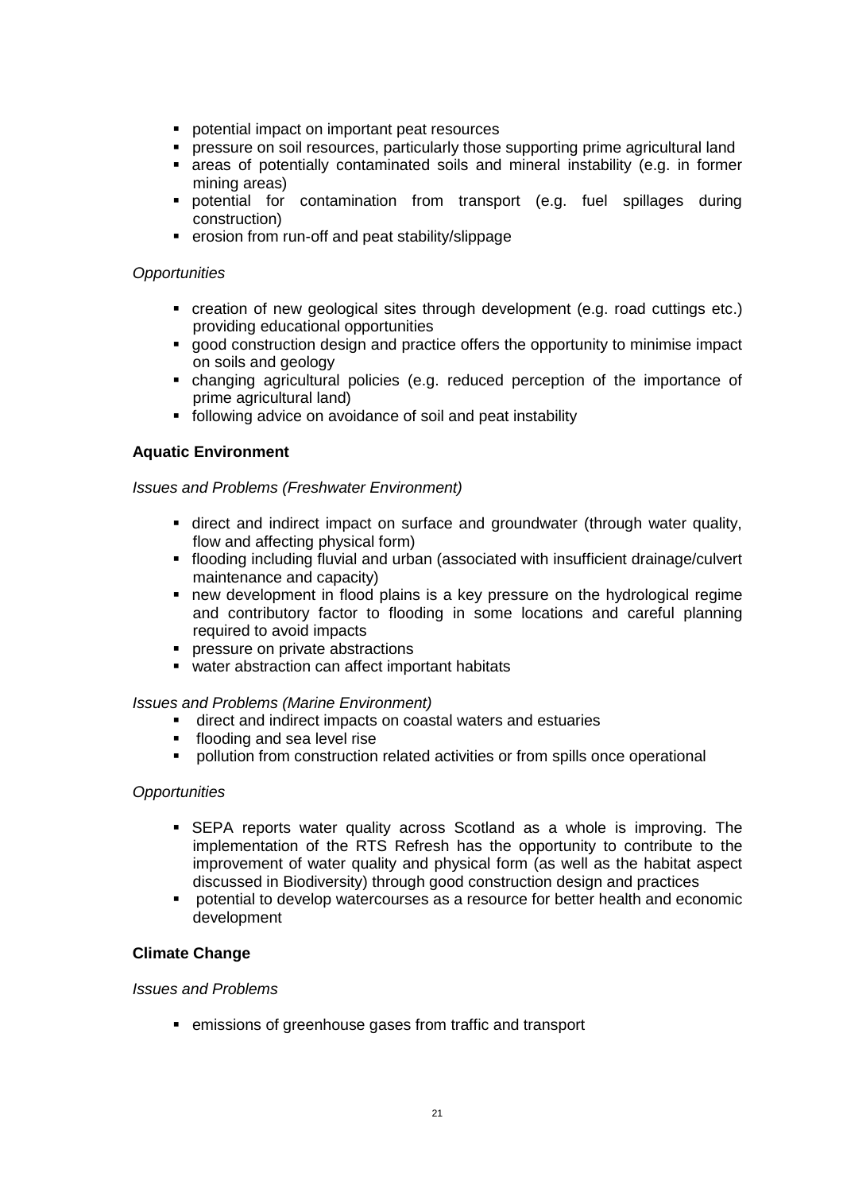- potential impact on important peat resources
- pressure on soil resources, particularly those supporting prime agricultural land
- areas of potentially contaminated soils and mineral instability (e.g. in former mining areas)
- potential for contamination from transport (e.g. fuel spillages during construction)
- erosion from run-off and peat stability/slippage

*Opportunities*

- creation of new geological sites through development (e.g. road cuttings etc.) providing educational opportunities
- good construction design and practice offers the opportunity to minimise impact on soils and geology
- changing agricultural policies (e.g. reduced perception of the importance of prime agricultural land)
- following advice on avoidance of soil and peat instability

**Aquatic Environment**

*Issues and Problems (Freshwater Environment)*

- direct and indirect impact on surface and groundwater (through water quality, flow and affecting physical form)
- flooding including fluvial and urban (associated with insufficient drainage/culvert maintenance and capacity)
- new development in flood plains is a key pressure on the hydrological regime and contributory factor to flooding in some locations and careful planning required to avoid impacts
- pressure on private abstractions
- water abstraction can affect important habitats

*Issues and Problems (Marine Environment)*

- direct and indirect impacts on coastal waters and estuaries
- flooding and sea level rise
- pollution from construction related activities or from spills once operational

*Opportunities*

- SEPA reports water quality across Scotland as a whole is improving. The implementation of the RTS Refresh has the opportunity to contribute to the improvement of water quality and physical form (as well as the habitat aspect discussed in Biodiversity) through good construction design and practices
- potential to develop watercourses as a resource for better health and economic development

**Climate Change**

*Issues and Problems*

- emissions of greenhouse gases from traffic and transport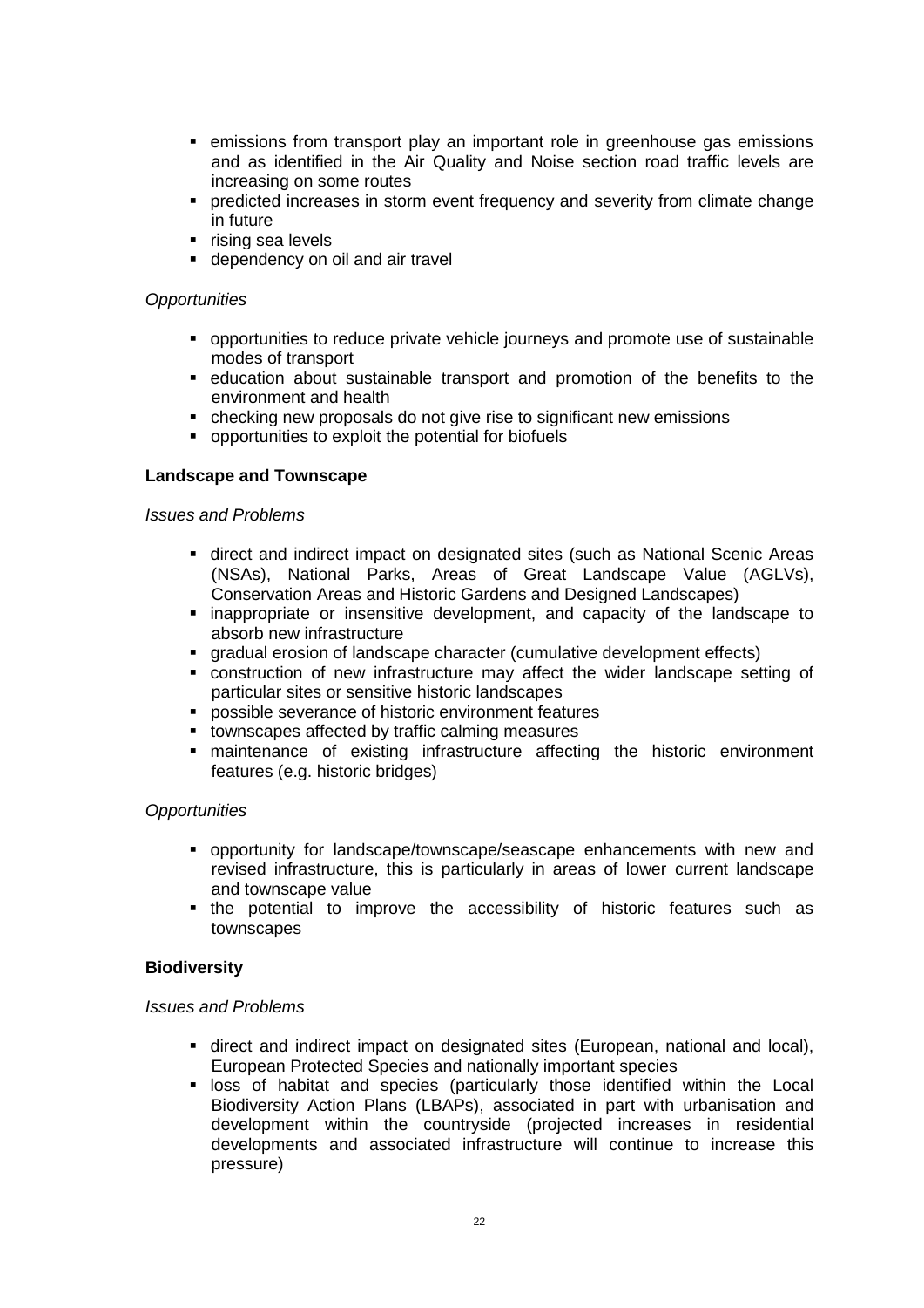- emissions from transport play an important role in greenhouse gas emissions and as identified in the Air Quality and Noise section road traffic levels are increasing on some routes
- predicted increases in storm event frequency and severity from climate change in future
- rising sea levels
- dependency on oil and air travel

*Opportunities*

- opportunities to reduce private vehicle journeys and promote use of sustainable modes of transport
- education about sustainable transport and promotion of the benefits to the environment and health
- checking new proposals do not give rise to significant new emissions
- opportunities to exploit the potential for biofuels

**Landscape and Townscape**

*Issues and Problems*

- direct and indirect impact on designated sites (such as National Scenic Areas (NSAs), National Parks, Areas of Great Landscape Value (AGLVs), Conservation Areas and Historic Gardens and Designed Landscapes)
- inappropriate or insensitive development, and capacity of the landscape to absorb new infrastructure
- gradual erosion of landscape character (cumulative development effects)
- construction of new infrastructure may affect the wider landscape setting of particular sites or sensitive historic landscapes
- possible severance of historic environment features
- townscapes affected by traffic calming measures
- maintenance of existing infrastructure affecting the historic environment features (e.g. historic bridges)

*Opportunities*

- opportunity for landscape/townscape/seascape enhancements with new and revised infrastructure, this is particularly in areas of lower current landscape and townscape value
- the potential to improve the accessibility of historic features such as townscapes

**Biodiversity**

*Issues and Problems*

- direct and indirect impact on designated sites (European, national and local), European Protected Species and nationally important species
- loss of habitat and species (particularly those identified within the Local Biodiversity Action Plans (LBAPs), associated in part with urbanisation and development within the countryside (projected increases in residential developments and associated infrastructure will continue to increase this pressure)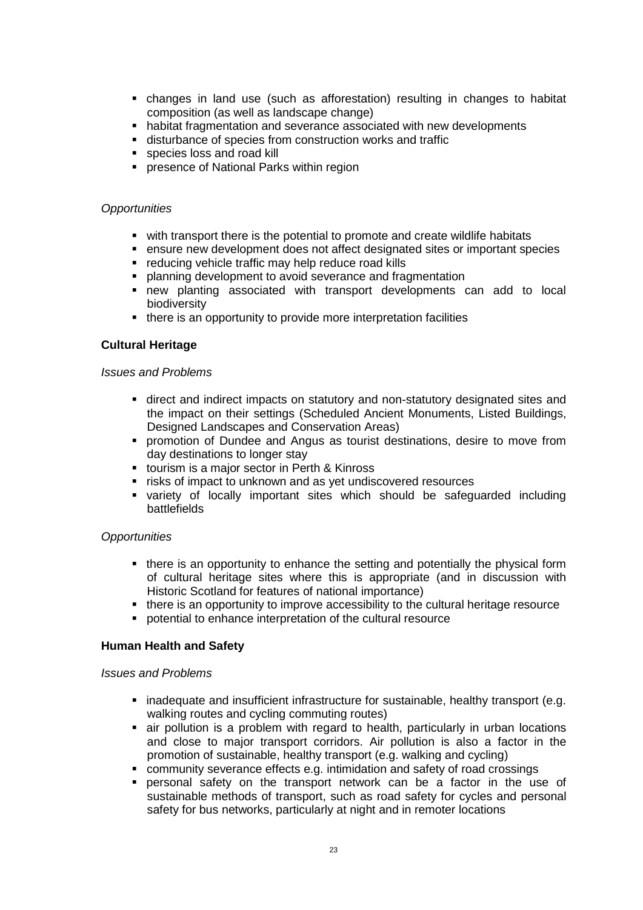- changes in land use (such as afforestation) resulting in changes to habitat composition (as well as landscape change)
- habitat fragmentation and severance associated with new developments
- disturbance of species from construction works and traffic
- species loss and road kill
- presence of National Parks within region

*Opportunities*

- with transport there is the potential to promote and create wildlife habitats
- ensure new development does not affect designated sites or important species
- reducing vehicle traffic may help reduce road kills
- planning development to avoid severance and fragmentation
- new planting associated with transport developments can add to local biodiversity
- there is an opportunity to provide more interpretation facilities

**Cultural Heritage**

*Issues and Problems*

- direct and indirect impacts on statutory and non-statutory designated sites and the impact on their settings (Scheduled Ancient Monuments, Listed Buildings, Designed Landscapes and Conservation Areas)
- promotion of Dundee and Angus as tourist destinations, desire to move from day destinations to longer stay
- tourism is a major sector in Perth & Kinross
- risks of impact to unknown and as yet undiscovered resources
- variety of locally important sites which should be safeguarded including battlefields

*Opportunities*

- there is an opportunity to enhance the setting and potentially the physical form of cultural heritage sites where this is appropriate (and in discussion with Historic Scotland for features of national importance)
- there is an opportunity to improve accessibility to the cultural heritage resource
- potential to enhance interpretation of the cultural resource

**Human Health and Safety**

*Issues and Problems*

- inadequate and insufficient infrastructure for sustainable, healthy transport (e.g. walking routes and cycling commuting routes)
- air pollution is a problem with regard to health, particularly in urban locations and close to major transport corridors. Air pollution is also a factor in the promotion of sustainable, healthy transport (e.g. walking and cycling)
- community severance effects e.g. intimidation and safety of road crossings
- personal safety on the transport network can be a factor in the use of sustainable methods of transport, such as road safety for cycles and personal safety for bus networks, particularly at night and in remoter locations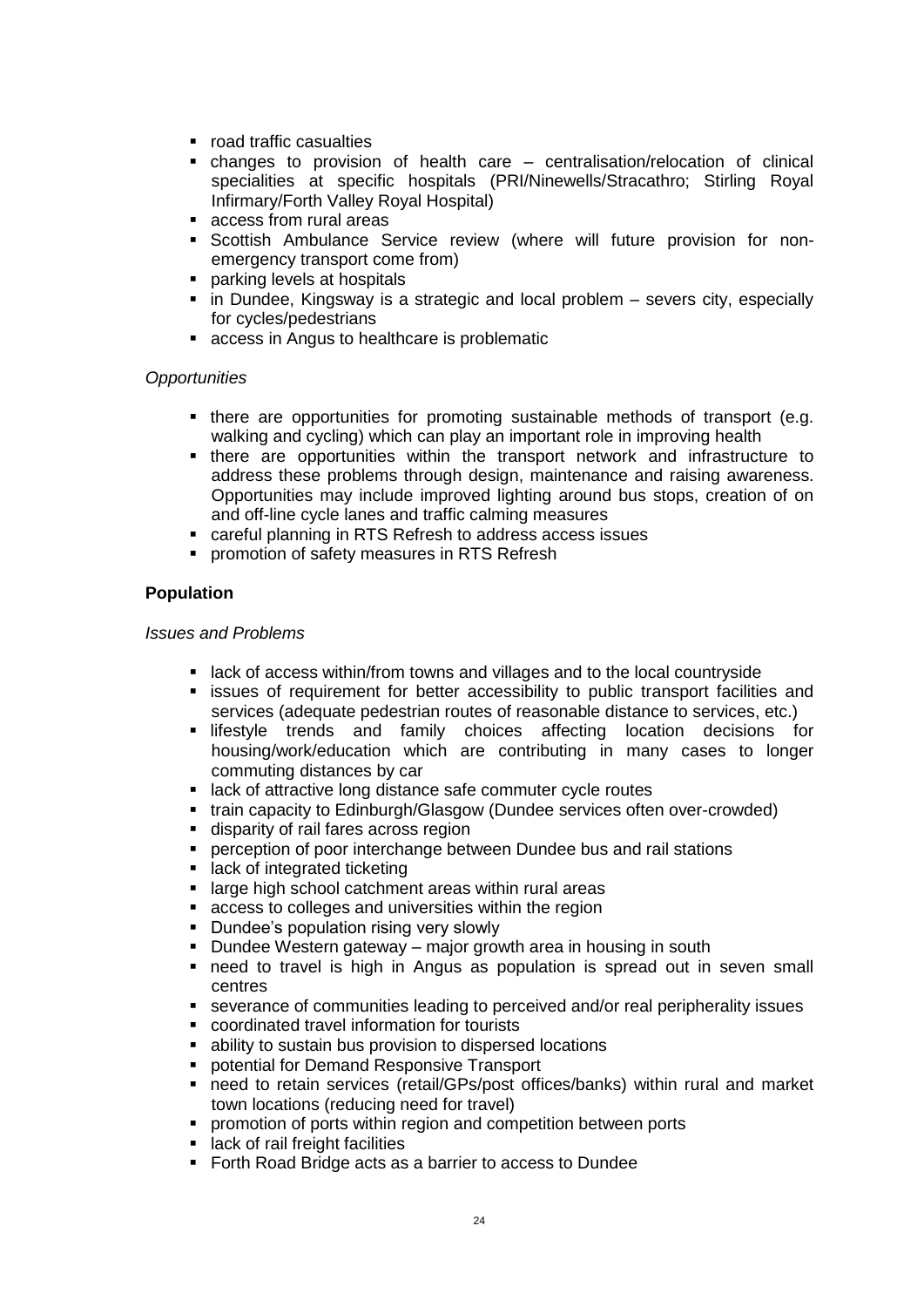- road traffic casualties
- changes to provision of health care – centralisation/relocation of clinical specialities at specific hospitals (PRI/Ninewells/Stracathro; Stirling Royal Infirmary/Forth Valley Royal Hospital)
- access from rural areas
- Scottish Ambulance Service review (where will future provision for non-emergency transport come from)
- parking levels at hospitals
- in Dundee, Kingsway is a strategic and local problem – severs city, especially for cycles/pedestrians
- access in Angus to healthcare is problematic

*Opportunities*

- there are opportunities for promoting sustainable methods of transport (e.g. walking and cycling) which can play an important role in improving health
- there are opportunities within the transport network and infrastructure to address these problems through design, maintenance and raising awareness. Opportunities may include improved lighting around bus stops, creation of on and off-line cycle lanes and traffic calming measures
- careful planning in RTS Refresh to address access issues
- promotion of safety measures in RTS Refresh

**Population**

*Issues and Problems*

- lack of access within/from towns and villages and to the local countryside
- issues of requirement for better accessibility to public transport facilities and services (adequate pedestrian routes of reasonable distance to services, etc.)
- lifestyle trends and family choices affecting location decisions for housing/work/education which are contributing in many cases to longer commuting distances by car
- lack of attractive long distance safe commuter cycle routes
- train capacity to Edinburgh/Glasgow (Dundee services often over-crowded)
- disparity of rail fares across region
- perception of poor interchange between Dundee bus and rail stations
- lack of integrated ticketing
- large high school catchment areas within rural areas
- access to colleges and universities within the region
- Dundee's population rising very slowly
- Dundee Western gateway – major growth area in housing in south
- need to travel is high in Angus as population is spread out in seven small centres
- severance of communities leading to perceived and/or real peripherality issues
- coordinated travel information for tourists
- ability to sustain bus provision to dispersed locations
- potential for Demand Responsive Transport
- need to retain services (retail/GPs/post offices/banks) within rural and market town locations (reducing need for travel)
- promotion of ports within region and competition between ports
- lack of rail freight facilities
- Forth Road Bridge acts as a barrier to access to Dundee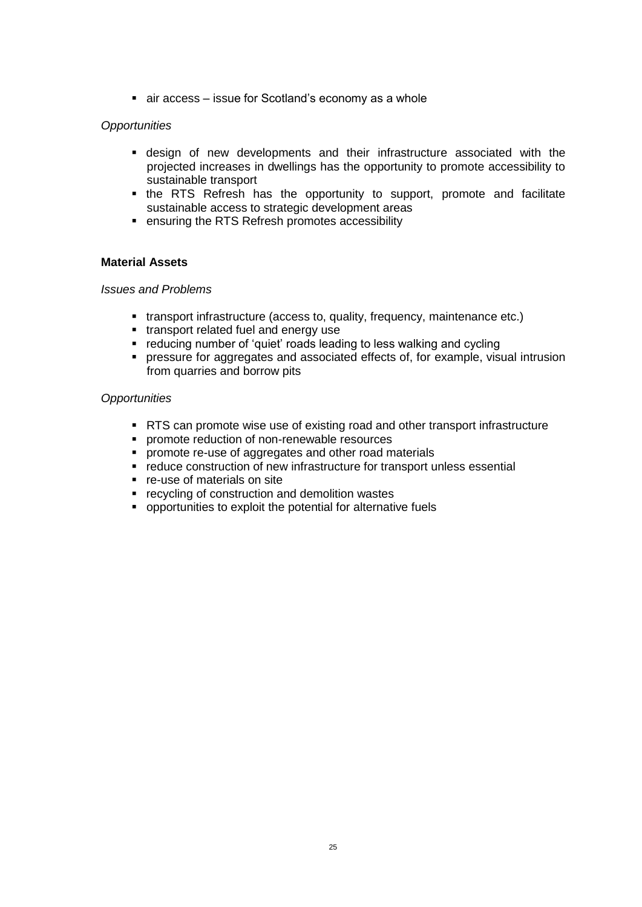- air access – issue for Scotland's economy as a whole

*Opportunities*

- design of new developments and their infrastructure associated with the projected increases in dwellings has the opportunity to promote accessibility to sustainable transport
- the RTS Refresh has the opportunity to support, promote and facilitate sustainable access to strategic development areas
- ensuring the RTS Refresh promotes accessibility

**Material Assets**

*Issues and Problems*

- transport infrastructure (access to, quality, frequency, maintenance etc.)
- transport related fuel and energy use
- reducing number of 'quiet' roads leading to less walking and cycling
- pressure for aggregates and associated effects of, for example, visual intrusion from quarries and borrow pits

*Opportunities*

- RTS can promote wise use of existing road and other transport infrastructure
- promote reduction of non-renewable resources
- promote re-use of aggregates and other road materials
- reduce construction of new infrastructure for transport unless essential
- re-use of materials on site
- recycling of construction and demolition wastes
- opportunities to exploit the potential for alternative fuels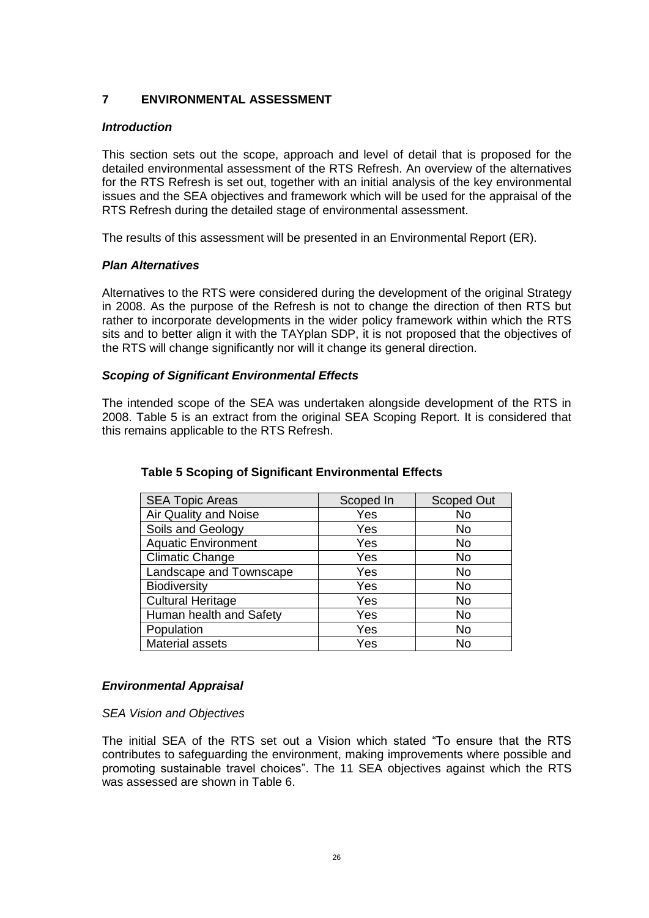## 7 ENVIRONMENTAL ASSESSMENT

### *Introduction*

This section sets out the scope, approach and level of detail that is proposed for the detailed environmental assessment of the RTS Refresh. An overview of the alternatives for the RTS Refresh is set out, together with an initial analysis of the key environmental issues and the SEA objectives and framework which will be used for the appraisal of the RTS Refresh during the detailed stage of environmental assessment.

The results of this assessment will be presented in an Environmental Report (ER).

### *Plan Alternatives*

Alternatives to the RTS were considered during the development of the original Strategy in 2008. As the purpose of the Refresh is not to change the direction of then RTS but rather to incorporate developments in the wider policy framework within which the RTS sits and to better align it with the TAYplan SDP, it is not proposed that the objectives of the RTS will change significantly nor will it change its general direction.

### *Scoping of Significant Environmental Effects*

The intended scope of the SEA was undertaken alongside development of the RTS in 2008. Table 5 is an extract from the original SEA Scoping Report. It is considered that this remains applicable to the RTS Refresh.

**Table 5 Scoping of Significant Environmental Effects**

| SEA Topic Areas | Scoped In | Scoped Out |
|---|---|---|
| Air Quality and Noise | Yes | No |
| Soils and Geology | Yes | No |
| Aquatic Environment | Yes | No |
| Climatic Change | Yes | No |
| Landscape and Townscape | Yes | No |
| Biodiversity | Yes | No |
| Cultural Heritage | Yes | No |
| Human health and Safety | Yes | No |
| Population | Yes | No |
| Material assets | Yes | No |

### *Environmental Appraisal*

*SEA Vision and Objectives*

The initial SEA of the RTS set out a Vision which stated "To ensure that the RTS contributes to safeguarding the environment, making improvements where possible and promoting sustainable travel choices". The 11 SEA objectives against which the RTS was assessed are shown in Table 6.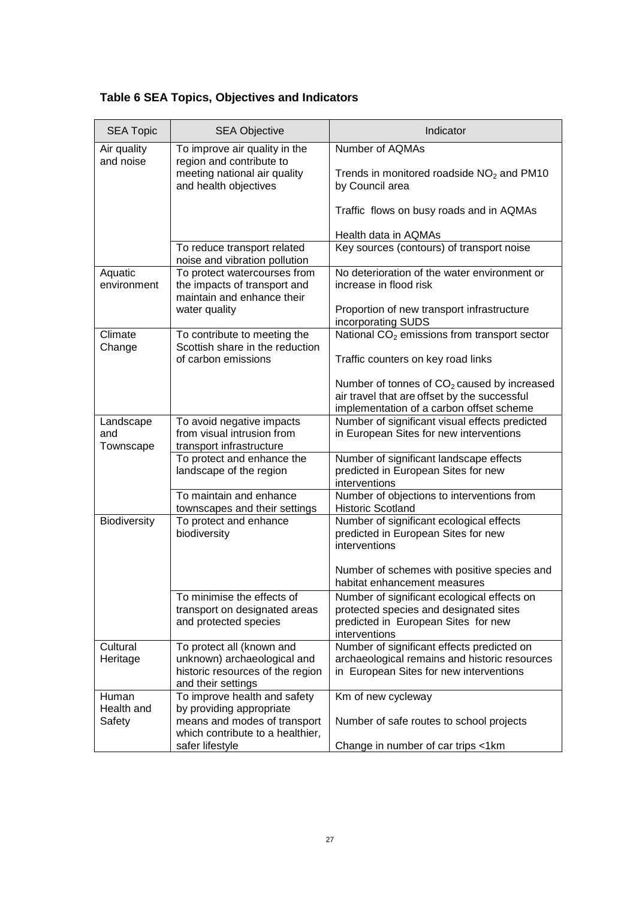**Table 6 SEA Topics, Objectives and Indicators**

| SEA Topic | SEA Objective | Indicator |
|---|---|---|
| Air quality and noise | To improve air quality in the region and contribute to meeting national air quality and health objectives | Number of AQMAs<br><br>Trends in monitored roadside $NO_2$ and PM10 by Council area<br><br>Traffic flows on busy roads and in AQMAs<br><br>Health data in AQMAs |
| | To reduce transport related noise and vibration pollution | Key sources (contours) of transport noise |
| Aquatic environment | To protect watercourses from the impacts of transport and maintain and enhance their water quality | No deterioration of the water environment or increase in flood risk<br><br>Proportion of new transport infrastructure incorporating SUDS |
| Climate Change | To contribute to meeting the Scottish share in the reduction of carbon emissions | National $CO_2$ emissions from transport sector<br><br>Traffic counters on key road links<br><br>Number of tonnes of $CO_2$ caused by increased air travel that are offset by the successful implementation of a carbon offset scheme |
| Landscape and Townscape | To avoid negative impacts from visual intrusion from transport infrastructure | Number of significant visual effects predicted in European Sites for new interventions |
| | To protect and enhance the landscape of the region | Number of significant landscape effects predicted in European Sites for new interventions |
| | To maintain and enhance townscapes and their settings | Number of objections to interventions from Historic Scotland |
| Biodiversity | To protect and enhance biodiversity | Number of significant ecological effects predicted in European Sites for new interventions<br><br>Number of schemes with positive species and habitat enhancement measures |
| | To minimise the effects of transport on designated areas and protected species | Number of significant ecological effects on protected species and designated sites predicted in European Sites for new interventions |
| Cultural Heritage | To protect all (known and unknown) archaeological and historic resources of the region and their settings | Number of significant effects predicted on archaeological remains and historic resources in European Sites for new interventions |
| Human Health and Safety | To improve health and safety by providing appropriate means and modes of transport which contribute to a healthier, safer lifestyle | Km of new cycleway<br><br>Number of safe routes to school projects<br><br>Change in number of car trips <1km |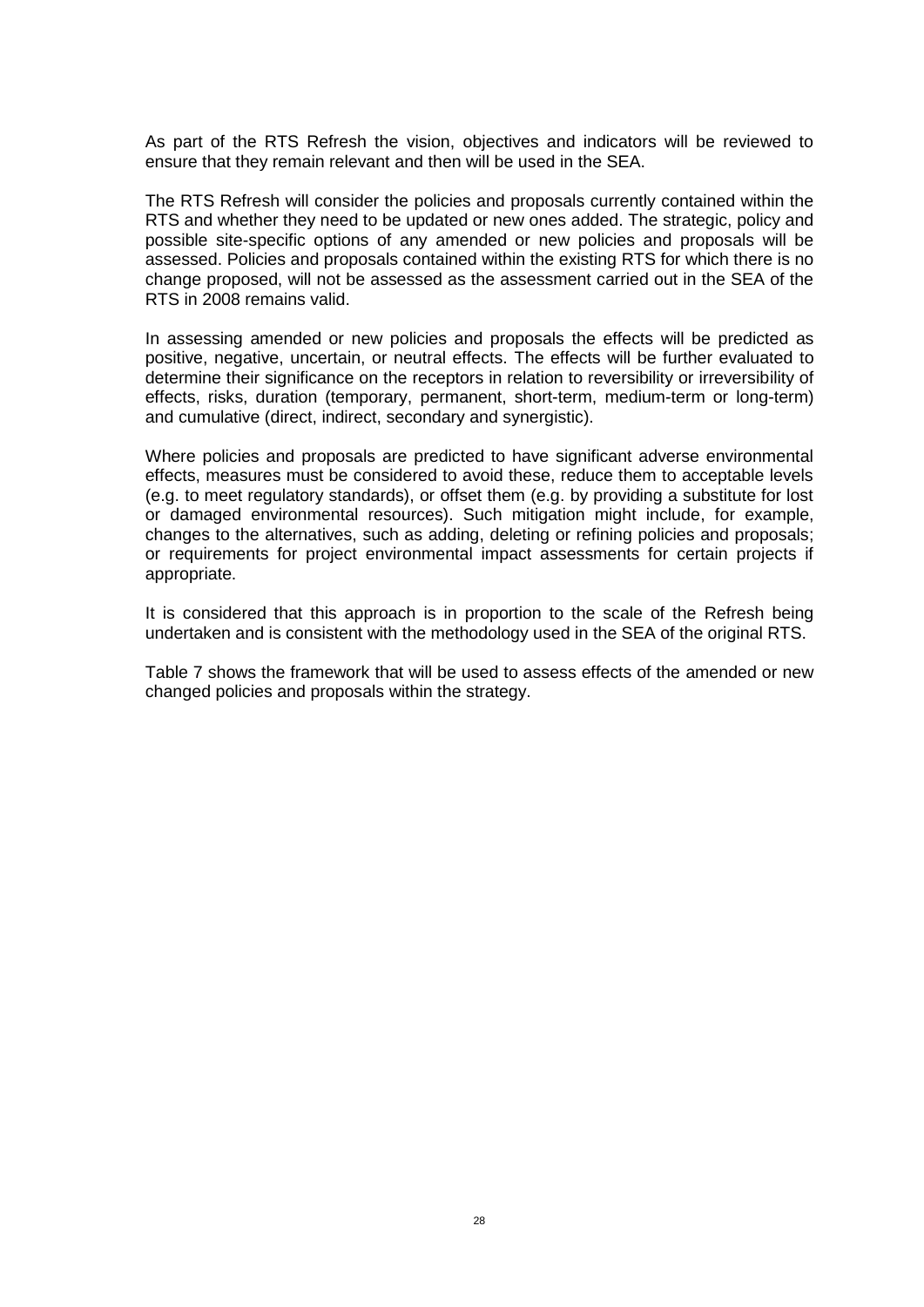As part of the RTS Refresh the vision, objectives and indicators will be reviewed to ensure that they remain relevant and then will be used in the SEA.

The RTS Refresh will consider the policies and proposals currently contained within the RTS and whether they need to be updated or new ones added. The strategic, policy and possible site-specific options of any amended or new policies and proposals will be assessed. Policies and proposals contained within the existing RTS for which there is no change proposed, will not be assessed as the assessment carried out in the SEA of the RTS in 2008 remains valid.

In assessing amended or new policies and proposals the effects will be predicted as positive, negative, uncertain, or neutral effects. The effects will be further evaluated to determine their significance on the receptors in relation to reversibility or irreversibility of effects, risks, duration (temporary, permanent, short-term, medium-term or long-term) and cumulative (direct, indirect, secondary and synergistic).

Where policies and proposals are predicted to have significant adverse environmental effects, measures must be considered to avoid these, reduce them to acceptable levels (e.g. to meet regulatory standards), or offset them (e.g. by providing a substitute for lost or damaged environmental resources). Such mitigation might include, for example, changes to the alternatives, such as adding, deleting or refining policies and proposals; or requirements for project environmental impact assessments for certain projects if appropriate.

It is considered that this approach is in proportion to the scale of the Refresh being undertaken and is consistent with the methodology used in the SEA of the original RTS.

Table 7 shows the framework that will be used to assess effects of the amended or new changed policies and proposals within the strategy.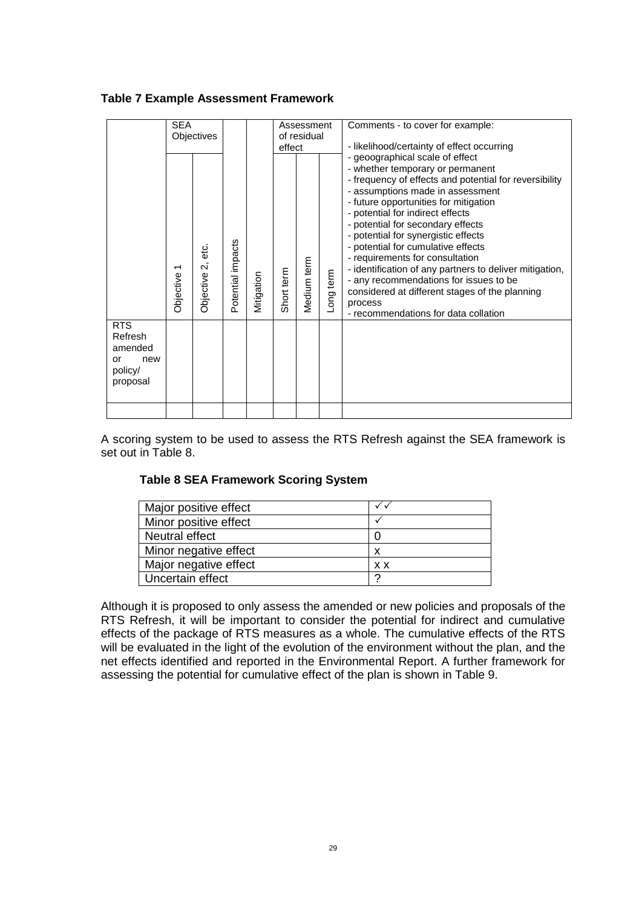**Table 7 Example Assessment Framework**

| | SEA Objectives | | | | Assessment of residual effect | | | Comments - to cover for example:<br><br>- likelihood/certainty of effect occurring<br>- geoographical scale of effect<br>- whether temporary or permanent<br>- frequency of effects and potential for reversibility<br>- assumptions made in assessment<br>- future opportunities for mitigation<br>- potential for indirect effects<br>- potential for secondary effects<br>- potential for synergistic effects<br>- potential for cumulative effects<br>- requirements for consultation<br>- identification of any partners to deliver mitigation,<br>- any recommendations for issues to be considered at different stages of the planning process<br>- recommendations for data collation |
|---|---|---|---|---|---|---|---|---|
| | Objective 1 | Objective 2, etc. | Potential impacts | Mitigation | Short term | Medium term | Long term | |
| RTS Refresh amended or new policy/ proposal | | | | | | | | |
| | | | | | | | | |

A scoring system to be used to assess the RTS Refresh against the SEA framework is set out in Table 8.

**Table 8 SEA Framework Scoring System**

| | |
|---|---|
| Major positive effect | ✓✓ |
| Minor positive effect | ✓ |
| Neutral effect | 0 |
| Minor negative effect | x |
| Major negative effect | x x |
| Uncertain effect | ? |

Although it is proposed to only assess the amended or new policies and proposals of the RTS Refresh, it will be important to consider the potential for indirect and cumulative effects of the package of RTS measures as a whole. The cumulative effects of the RTS will be evaluated in the light of the evolution of the environment without the plan, and the net effects identified and reported in the Environmental Report. A further framework for assessing the potential for cumulative effect of the plan is shown in Table 9.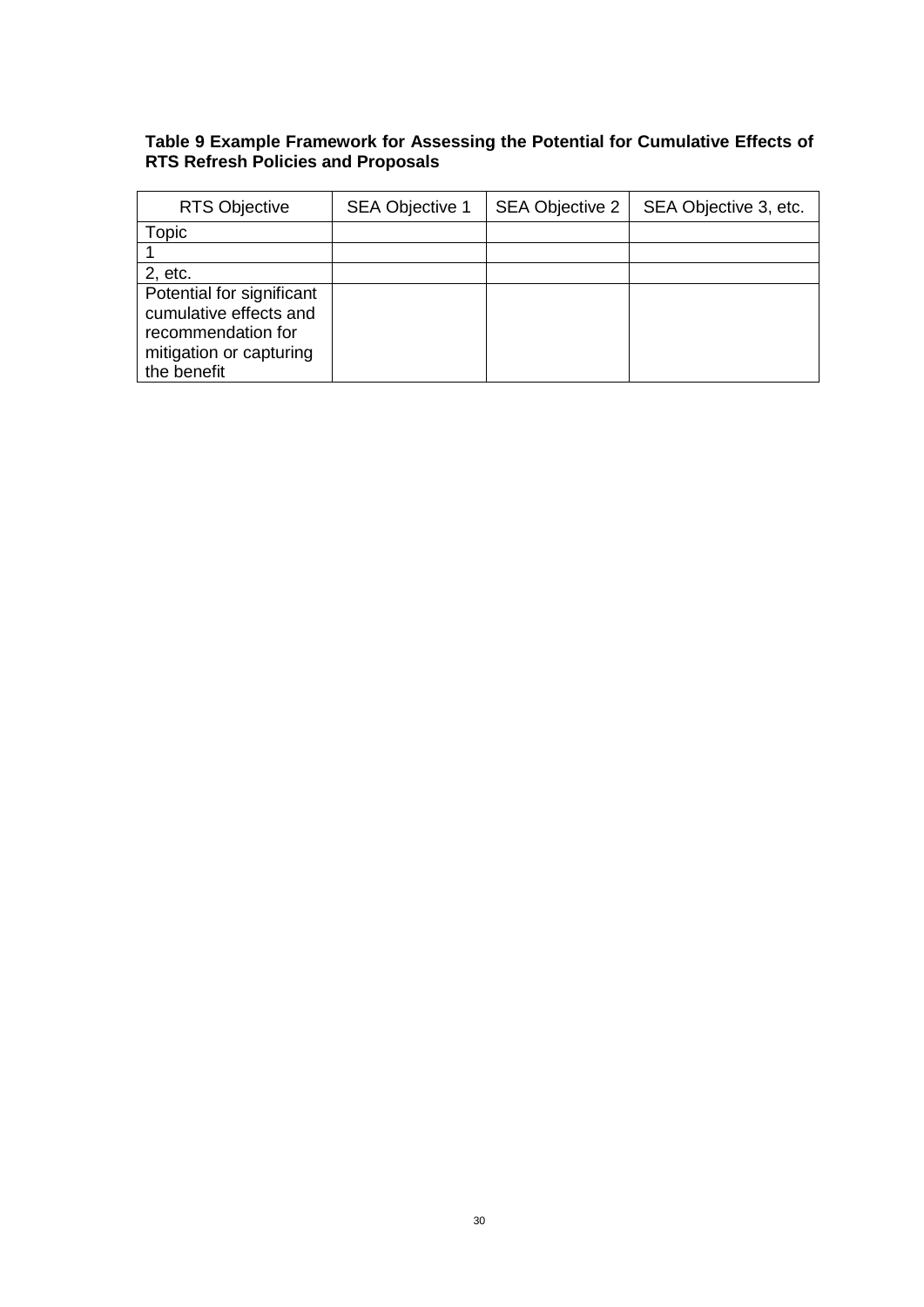**Table 9 Example Framework for Assessing the Potential for Cumulative Effects of RTS Refresh Policies and Proposals**

| RTS Objective | SEA Objective 1 | SEA Objective 2 | SEA Objective 3, etc. |
|---|---|---|---|
| Topic | | | |
| 1 | | | |
| 2, etc. | | | |
| Potential for significant cumulative effects and recommendation for mitigation or capturing the benefit | | | |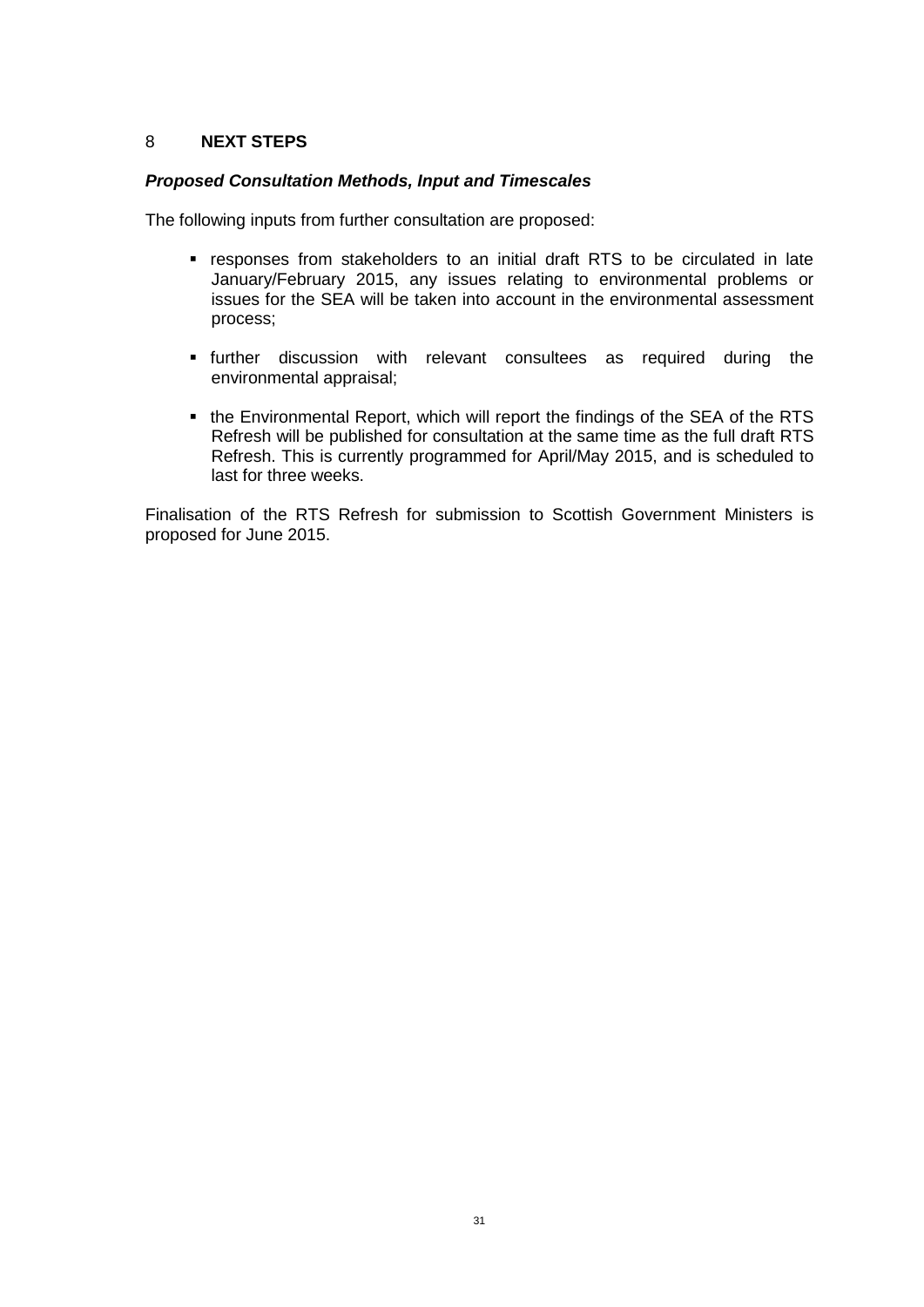## 8 NEXT STEPS

***Proposed Consultation Methods, Input and Timescales***

The following inputs from further consultation are proposed:

- responses from stakeholders to an initial draft RTS to be circulated in late January/February 2015, any issues relating to environmental problems or issues for the SEA will be taken into account in the environmental assessment process;
- further discussion with relevant consultees as required during the environmental appraisal;
- the Environmental Report, which will report the findings of the SEA of the RTS Refresh will be published for consultation at the same time as the full draft RTS Refresh. This is currently programmed for April/May 2015, and is scheduled to last for three weeks.

Finalisation of the RTS Refresh for submission to Scottish Government Ministers is proposed for June 2015.